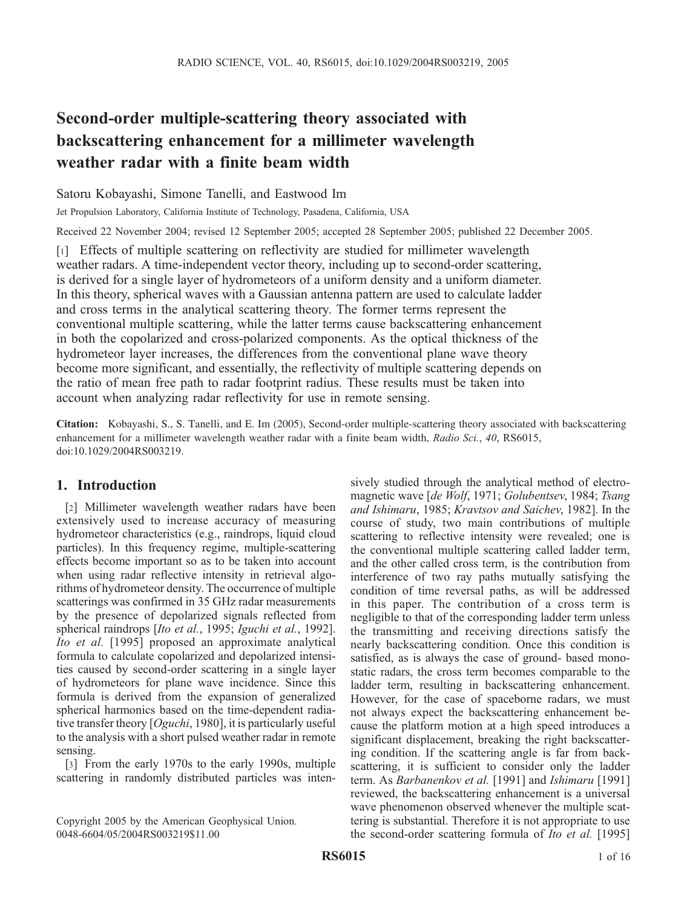# Second-order multiple-scattering theory associated with backscattering enhancement for a millimeter wavelength weather radar with a finite beam width

Satoru Kobayashi, Simone Tanelli, and Eastwood Im

Jet Propulsion Laboratory, California Institute of Technology, Pasadena, California, USA

Received 22 November 2004; revised 12 September 2005; accepted 28 September 2005; published 22 December 2005.

[1] Effects of multiple scattering on reflectivity are studied for millimeter wavelength weather radars. A time-independent vector theory, including up to second-order scattering, is derived for a single layer of hydrometeors of a uniform density and a uniform diameter. In this theory, spherical waves with a Gaussian antenna pattern are used to calculate ladder and cross terms in the analytical scattering theory. The former terms represent the conventional multiple scattering, while the latter terms cause backscattering enhancement in both the copolarized and cross-polarized components. As the optical thickness of the hydrometeor layer increases, the differences from the conventional plane wave theory become more significant, and essentially, the reflectivity of multiple scattering depends on the ratio of mean free path to radar footprint radius. These results must be taken into account when analyzing radar reflectivity for use in remote sensing.

**Citation:** Kobayashi, S., S. Tanelli, and E. Im (2005), Second-order multiple-scattering theory associated with backscattering enhancement for a millimeter wavelength weather radar with a finite beam width, *Radio Sci.*, *40*, RS6015, doi:10.1029/2004RS003219.

## 1. Introduction

[2] Millimeter wavelength weather radars have been extensively used to increase accuracy of measuring hydrometeor characteristics (e.g., raindrops, liquid cloud particles). In this frequency regime, multiple-scattering effects become important so as to be taken into account when using radar reflective intensity in retrieval algorithms of hydrometeor density. The occurrence of multiple scatterings was confirmed in 35 GHz radar measurements by the presence of depolarized signals reflected from spherical raindrops [*Ito et al.*, 1995; *Iguchi et al.*, 1992]. *Ito et al.* [1995] proposed an approximate analytical formula to calculate copolarized and depolarized intensities caused by second-order scattering in a single layer of hydrometeors for plane wave incidence. Since this formula is derived from the expansion of generalized spherical harmonics based on the time-dependent radiative transfer theory [*Oguchi*, 1980], it is particularly useful to the analysis with a short pulsed weather radar in remote sensing.

[3] From the early 1970s to the early 1990s, multiple scattering in randomly distributed particles was intensively studied through the analytical method of electromagnetic wave [*de Wolf*, 1971; *Golubentsev*, 1984; *Tsang and Ishimaru*, 1985; *Kravtsov and Saichev*, 1982]. In the course of study, two main contributions of multiple scattering to reflective intensity were revealed; one is the conventional multiple scattering called ladder term, and the other called cross term, is the contribution from interference of two ray paths mutually satisfying the condition of time reversal paths, as will be addressed in this paper. The contribution of a cross term is negligible to that of the corresponding ladder term unless the transmitting and receiving directions satisfy the nearly backscattering condition. Once this condition is satisfied, as is always the case of ground- based monostatic radars, the cross term becomes comparable to the ladder term, resulting in backscattering enhancement. However, for the case of spaceborne radars, we must not always expect the backscattering enhancement because the platform motion at a high speed introduces a significant displacement, breaking the right backscattering condition. If the scattering angle is far from backscattering, it is sufficient to consider only the ladder term. As *Barbanenkov et al.* [1991] and *Ishimaru* [1991] reviewed, the backscattering enhancement is a universal wave phenomenon observed whenever the multiple scattering is substantial. Therefore it is not appropriate to use the second-order scattering formula of *Ito et al.* [1995]

Copyright 2005 by the American Geophysical Union.
0048-6604/05/2004RS003219$11.00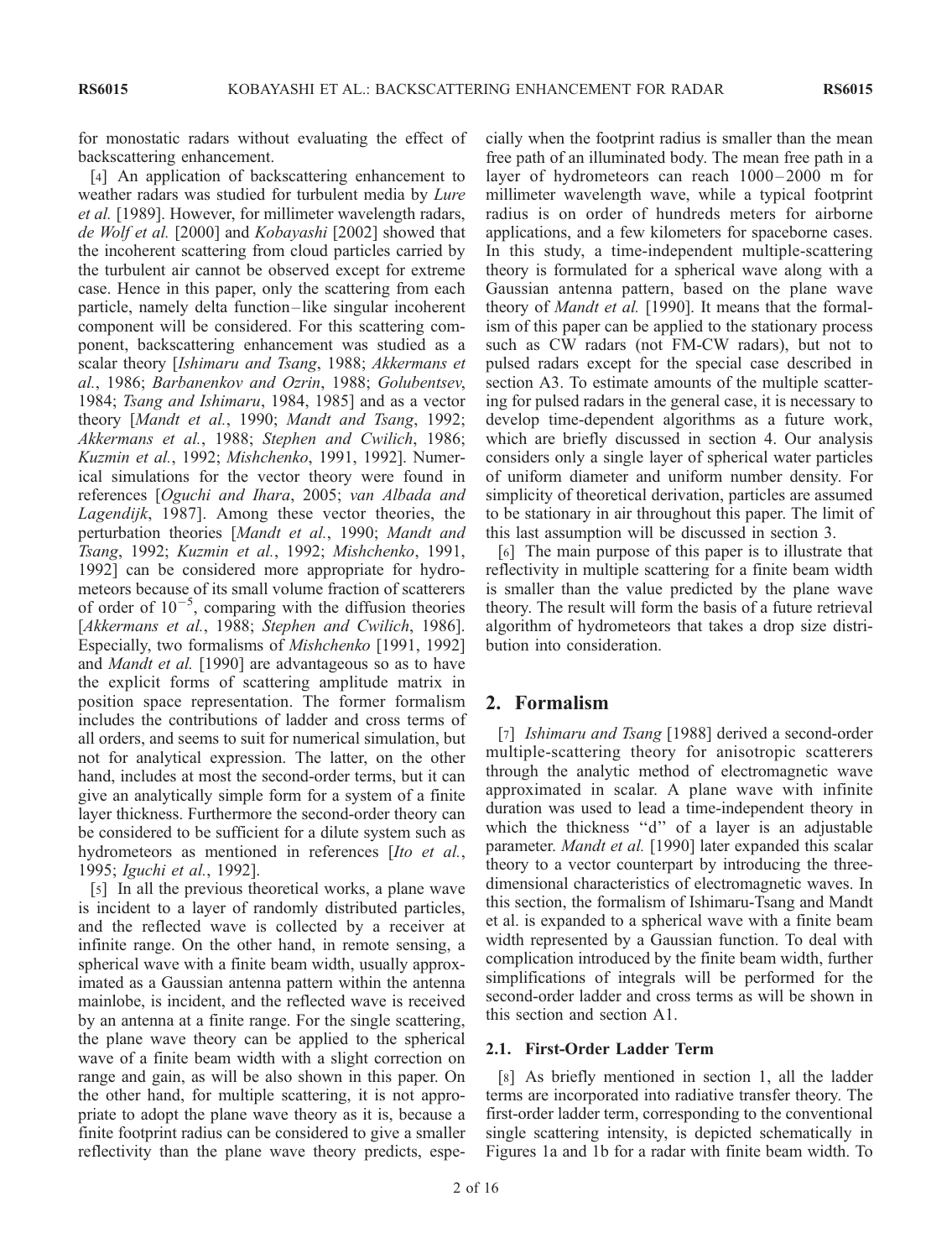for monostatic radars without evaluating the effect of backscattering enhancement.

[4] An application of backscattering enhancement to weather radars was studied for turbulent media by *Lure et al.* [1989]. However, for millimeter wavelength radars, *de Wolf et al.* [2000] and *Kobayashi* [2002] showed that the incoherent scattering from cloud particles carried by the turbulent air cannot be observed except for extreme case. Hence in this paper, only the scattering from each particle, namely delta function–like singular incoherent component will be considered. For this scattering component, backscattering enhancement was studied as a scalar theory [*Ishimaru and Tsang*, 1988; *Akkermans et al.*, 1986; *Barbanenkov and Ozrin*, 1988; *Golubentsev*, 1984; *Tsang and Ishimaru*, 1984, 1985] and as a vector theory [*Mandt et al.*, 1990; *Mandt and Tsang*, 1992; *Akkermans et al.*, 1988; *Stephen and Cwilich*, 1986; *Kuzmin et al.*, 1992; *Mishchenko*, 1991, 1992]. Numerical simulations for the vector theory were found in references [*Oguchi and Ihara*, 2005; *van Albada and Lagendijk*, 1987]. Among these vector theories, the perturbation theories [*Mandt et al.*, 1990; *Mandt and Tsang*, 1992; *Kuzmin et al.*, 1992; *Mishchenko*, 1991, 1992] can be considered more appropriate for hydrometeors because of its small volume fraction of scatterers of order of $10^{-5}$, comparing with the diffusion theories [*Akkermans et al.*, 1988; *Stephen and Cwilich*, 1986]. Especially, two formalisms of *Mishchenko* [1991, 1992] and *Mandt et al.* [1990] are advantageous so as to have the explicit forms of scattering amplitude matrix in position space representation. The former formalism includes the contributions of ladder and cross terms of all orders, and seems to suit for numerical simulation, but not for analytical expression. The latter, on the other hand, includes at most the second-order terms, but it can give an analytically simple form for a system of a finite layer thickness. Furthermore the second-order theory can be considered to be sufficient for a dilute system such as hydrometeors as mentioned in references [*Ito et al.*, 1995; *Iguchi et al.*, 1992].

[5] In all the previous theoretical works, a plane wave is incident to a layer of randomly distributed particles, and the reflected wave is collected by a receiver at infinite range. On the other hand, in remote sensing, a spherical wave with a finite beam width, usually approximated as a Gaussian antenna pattern within the antenna mainlobe, is incident, and the reflected wave is received by an antenna at a finite range. For the single scattering, the plane wave theory can be applied to the spherical wave of a finite beam width with a slight correction on range and gain, as will be also shown in this paper. On the other hand, for multiple scattering, it is not appropriate to adopt the plane wave theory as it is, because a finite footprint radius can be considered to give a smaller reflectivity than the plane wave theory predicts, especially when the footprint radius is smaller than the mean free path of an illuminated body. The mean free path in a layer of hydrometeors can reach 1000–2000 m for millimeter wavelength wave, while a typical footprint radius is on order of hundreds meters for airborne applications, and a few kilometers for spaceborne cases. In this study, a time-independent multiple-scattering theory is formulated for a spherical wave along with a Gaussian antenna pattern, based on the plane wave theory of *Mandt et al.* [1990]. It means that the formalism of this paper can be applied to the stationary process such as CW radars (not FM-CW radars), but not to pulsed radars except for the special case described in section A3. To estimate amounts of the multiple scattering for pulsed radars in the general case, it is necessary to develop time-dependent algorithms as a future work, which are briefly discussed in section 4. Our analysis considers only a single layer of spherical water particles of uniform diameter and uniform number density. For simplicity of theoretical derivation, particles are assumed to be stationary in air throughout this paper. The limit of this last assumption will be discussed in section 3.

[6] The main purpose of this paper is to illustrate that reflectivity in multiple scattering for a finite beam width is smaller than the value predicted by the plane wave theory. The result will form the basis of a future retrieval algorithm of hydrometeors that takes a drop size distribution into consideration.

## 2. Formalism

[7] *Ishimaru and Tsang* [1988] derived a second-order multiple-scattering theory for anisotropic scatterers through the analytic method of electromagnetic wave approximated in scalar. A plane wave with infinite duration was used to lead a time-independent theory in which the thickness "d" of a layer is an adjustable parameter. *Mandt et al.* [1990] later expanded this scalar theory to a vector counterpart by introducing the three-dimensional characteristics of electromagnetic waves. In this section, the formalism of Ishimaru-Tsang and Mandt et al. is expanded to a spherical wave with a finite beam width represented by a Gaussian function. To deal with complication introduced by the finite beam width, further simplifications of integrals will be performed for the second-order ladder and cross terms as will be shown in this section and section A1.

### 2.1. First-Order Ladder Term

[8] As briefly mentioned in section 1, all the ladder terms are incorporated into radiative transfer theory. The first-order ladder term, corresponding to the conventional single scattering intensity, is depicted schematically in Figures 1a and 1b for a radar with finite beam width. To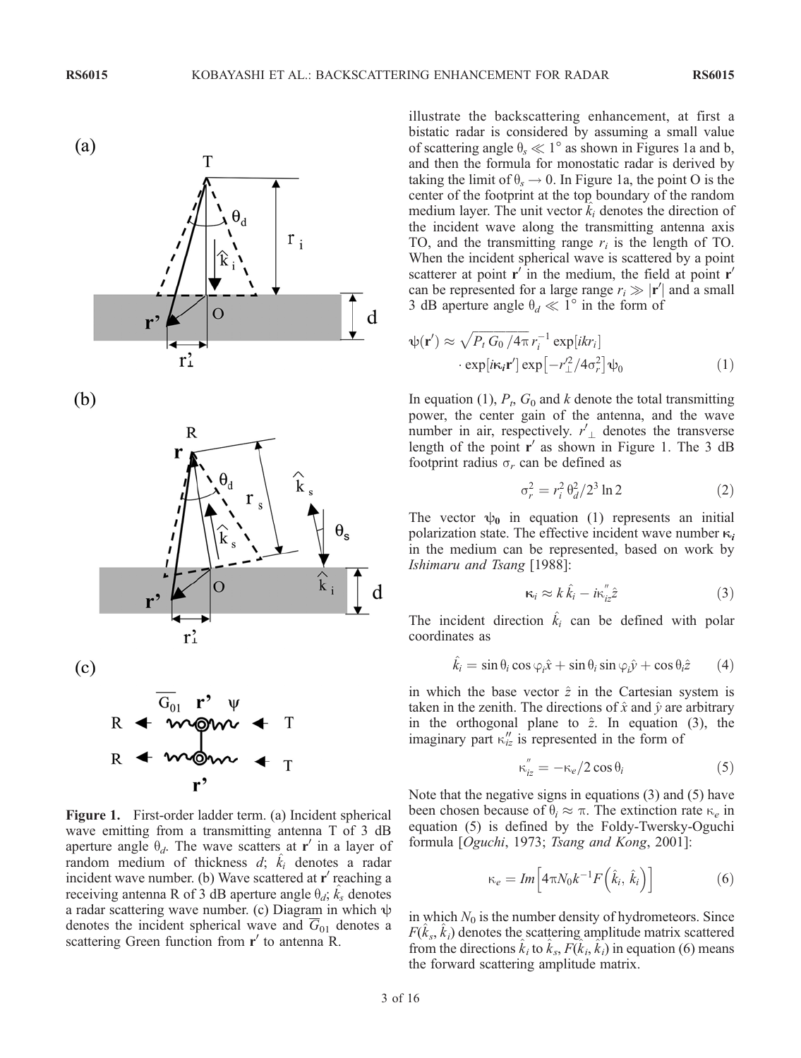Figure 1. First-order ladder term. (a) Incident spherical wave emitting from a transmitting antenna T of 3 dB aperture angle $\theta_d$. The wave scatters at $\mathbf{r}'$ in a layer of random medium of thickness $d$; $\hat{k}_i$ denotes a radar incident wave number. (b) Wave scattered at $\mathbf{r}'$ reaching a receiving antenna R of 3 dB aperture angle $\theta_d$; $\hat{k}_s$ denotes a radar scattering wave number. (c) Diagram in which $\psi$ denotes the incident spherical wave and $\overline{G}_{01}$ denotes a scattering Green function from $\mathbf{r}'$ to antenna R.

illustrate the backscattering enhancement, at first a bistatic radar is considered by assuming a small value of scattering angle $\theta_s \ll 1°$ as shown in Figures 1a and b, and then the formula for monostatic radar is derived by taking the limit of $\theta_s \rightarrow 0$. In Figure 1a, the point O is the center of the footprint at the top boundary of the random medium layer. The unit vector $\hat{k}_i$ denotes the direction of the incident wave along the transmitting antenna axis TO, and the transmitting range $r_i$ is the length of TO. When the incident spherical wave is scattered by a point scatterer at point $\mathbf{r}'$ in the medium, the field at point $\mathbf{r}'$ can be represented for a large range $r_i \gg |\mathbf{r}'|$ and a small 3 dB aperture angle $\theta_d \ll 1°$ in the form of

$$\psi(\mathbf{r}') \approx \sqrt{P_t\, G_0/4\pi}\, r_i^{-1} \exp[ikr_i] \cdot \exp[i\boldsymbol{\kappa}_i \mathbf{r}'] \exp\left[-r_\perp'^2/4\sigma_r^2\right] \psi_0 \tag{1}$$

In equation (1), $P_t$, $G_0$ and $k$ denote the total transmitting power, the center gain of the antenna, and the wave number in air, respectively. $r'_\perp$ denotes the transverse length of the point $\mathbf{r}'$ as shown in Figure 1. The 3 dB footprint radius $\sigma_r$ can be defined as

$$\sigma_r^2 = r_i^2\, \theta_d^2 / 2^3 \ln 2 \tag{2}$$

The vector $\boldsymbol{\psi}_0$ in equation (1) represents an initial polarization state. The effective incident wave number $\boldsymbol{\kappa}_i$ in the medium can be represented, based on work by *Ishimaru and Tsang* [1988]:

$$\boldsymbol{\kappa}_i \approx k\,\hat{k}_i - i\kappa_{iz}''\hat{z} \tag{3}$$

The incident direction $\hat{k}_i$ can be defined with polar coordinates as

$$\hat{k}_i = \sin\theta_i \cos\varphi_i \hat{x} + \sin\theta_i \sin\varphi_i \hat{y} + \cos\theta_i \hat{z} \tag{4}$$

in which the base vector $\hat{z}$ in the Cartesian system is taken in the zenith. The directions of $\hat{x}$ and $\hat{y}$ are arbitrary in the orthogonal plane to $\hat{z}$. In equation (3), the imaginary part $\kappa_{iz}''$ is represented in the form of

$$\kappa_{iz}'' = -\kappa_e / 2\cos\theta_i \tag{5}$$

Note that the negative signs in equations (3) and (5) have been chosen because of $\theta_i \approx \pi$. The extinction rate $\kappa_e$ in equation (5) is defined by the Foldy-Twersky-Oguchi formula [*Oguchi*, 1973; *Tsang and Kong*, 2001]:

$$\kappa_e = Im\left[4\pi N_0 k^{-1} F\left(\hat{k}_i, \hat{k}_i\right)\right] \tag{6}$$

in which $N_0$ is the number density of hydrometeors. Since $F(\hat{k}_s, \hat{k}_i)$ denotes the scattering amplitude matrix scattered from the directions $\hat{k}_i$ to $\hat{k}_s$, $F(\hat{k}_i, \hat{k}_i)$ in equation (6) means the forward scattering amplitude matrix.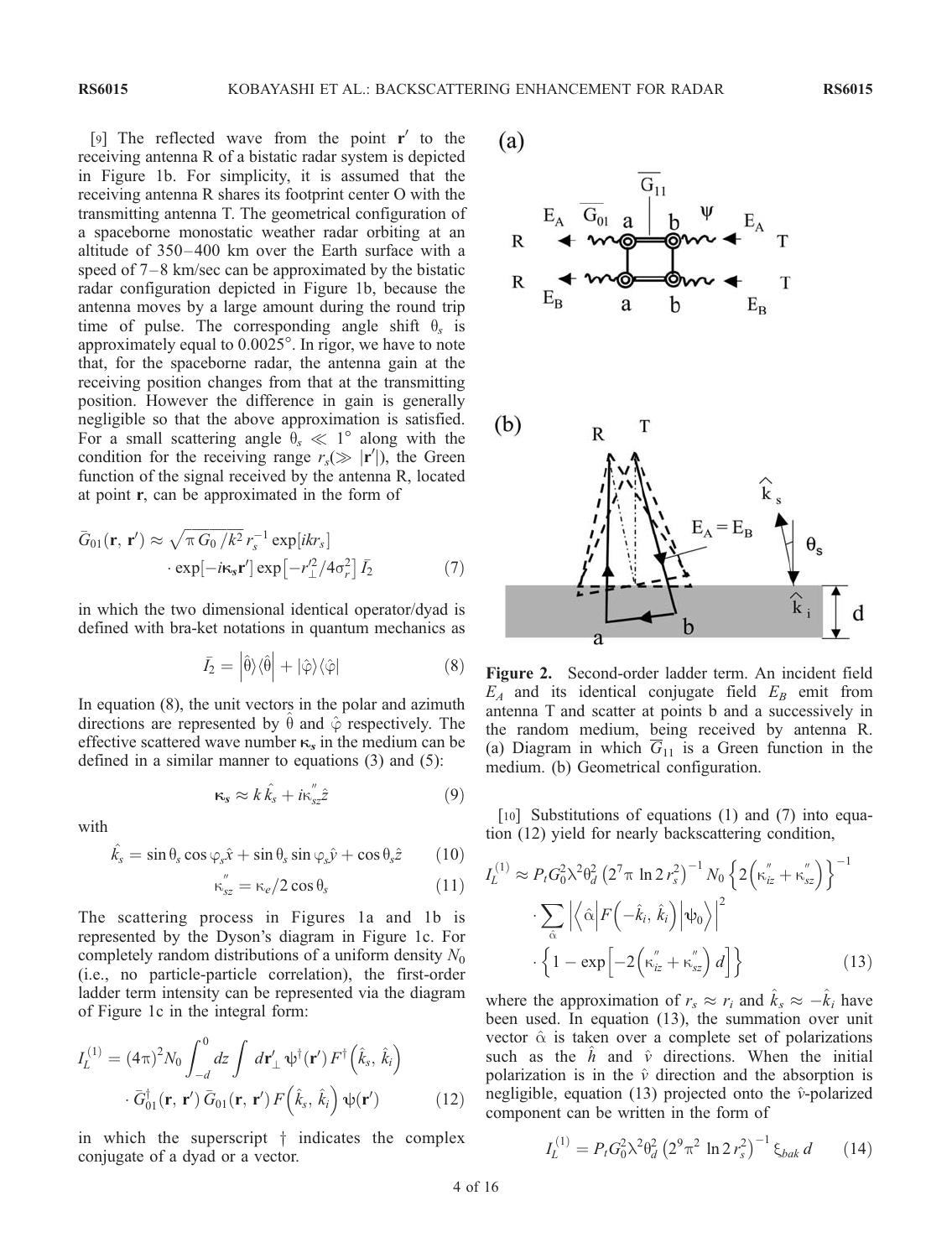[9] The reflected wave from the point $\mathbf{r}'$ to the receiving antenna R of a bistatic radar system is depicted in Figure 1b. For simplicity, it is assumed that the receiving antenna R shares its footprint center O with the transmitting antenna T. The geometrical configuration of a spaceborne monostatic weather radar orbiting at an altitude of 350–400 km over the Earth surface with a speed of 7–8 km/sec can be approximated by the bistatic radar configuration depicted in Figure 1b, because the antenna moves by a large amount during the round trip time of pulse. The corresponding angle shift $\theta_s$ is approximately equal to 0.0025°. In rigor, we have to note that, for the spaceborne radar, the antenna gain at the receiving position changes from that at the transmitting position. However the difference in gain is generally negligible so that the above approximation is satisfied. For a small scattering angle $\theta_s \ll 1°$ along with the condition for the receiving range $r_s (\gg |\mathbf{r}'|)$, the Green function of the signal received by the antenna R, located at point $\mathbf{r}$, can be approximated in the form of

$$\bar{G}_{01}(\mathbf{r}, \mathbf{r}') \approx \sqrt{\pi G_0 / k^2}\, r_s^{-1} \exp[ikr_s] \cdot \exp[-i\boldsymbol{\kappa}_s \mathbf{r}'] \exp\left[-r_{\perp}'^2 / 4\sigma_r^2\right] \bar{I}_2 \tag{7}$$

in which the two dimensional identical operator/dyad is defined with bra-ket notations in quantum mechanics as

$$\bar{I}_2 = \left|\hat{\theta}\right\rangle\left\langle\hat{\theta}\right| + |\hat{\varphi}\rangle\langle\hat{\varphi}| \tag{8}$$

In equation (8), the unit vectors in the polar and azimuth directions are represented by $\hat{\theta}$ and $\hat{\varphi}$ respectively. The effective scattered wave number $\boldsymbol{\kappa}_s$ in the medium can be defined in a similar manner to equations (3) and (5):

$$\boldsymbol{\kappa}_s \approx k\,\hat{k}_s + i\kappa_{sz}''\hat{z} \tag{9}$$

with

$$\hat{k}_s = \sin\theta_s \cos\varphi_s \hat{x} + \sin\theta_s \sin\varphi_s \hat{y} + \cos\theta_s \hat{z} \tag{10}$$

$$\kappa_{sz}'' = \kappa_e / 2\cos\theta_s \tag{11}$$

The scattering process in Figures 1a and 1b is represented by the Dyson's diagram in Figure 1c. For completely random distributions of a uniform density $N_0$ (i.e., no particle-particle correlation), the first-order ladder term intensity can be represented via the diagram of Figure 1c in the integral form:

$$I_L^{(1)} = (4\pi)^2 N_0 \int_{-d}^{0} dz \int d\mathbf{r}_\perp' \, \psi^\dagger(\mathbf{r}') F^\dagger\left(\hat{k}_s, \hat{k}_i\right) \cdot \bar{G}_{01}^\dagger(\mathbf{r}, \mathbf{r}')\, \bar{G}_{01}(\mathbf{r}, \mathbf{r}')\, F\left(\hat{k}_s, \hat{k}_i\right) \psi(\mathbf{r}') \tag{12}$$

in which the superscript † indicates the complex conjugate of a dyad or a vector.

Figure 2. Second-order ladder term. An incident field $E_A$ and its identical conjugate field $E_B$ emit from antenna T and scatter at points b and a successively in the random medium, being received by antenna R. (a) Diagram in which $\overline{G}_{11}$ is a Green function in the medium. (b) Geometrical configuration.

[10] Substitutions of equations (1) and (7) into equation (12) yield for nearly backscattering condition,

$$I_L^{(1)} \approx P_t G_0^2 \lambda^2 \theta_d^2 \left(2^7 \pi \ln 2\, r_s^2\right)^{-1} N_0 \left\{2\left(\kappa_{iz}'' + \kappa_{sz}''\right)\right\}^{-1} \cdot \sum_{\hat{\alpha}} \left|\left\langle \hat{\alpha} \left| F\left(-\hat{k}_i, \hat{k}_i\right) \right| \psi_0 \right\rangle\right|^2 \cdot \left\{1 - \exp\left[-2\left(\kappa_{iz}'' + \kappa_{sz}''\right) d\right]\right\} \tag{13}$$

where the approximation of $r_s \approx r_i$ and $\hat{k}_s \approx -\hat{k}_i$ have been used. In equation (13), the summation over unit vector $\hat{\alpha}$ is taken over a complete set of polarizations such as the $\hat{h}$ and $\hat{v}$ directions. When the initial polarization is in the $\hat{v}$ direction and the absorption is negligible, equation (13) projected onto the $\hat{v}$-polarized component can be written in the form of

$$I_L^{(1)} = P_t G_0^2 \lambda^2 \theta_d^2 \left(2^9 \pi^2 \ln 2\, r_s^2\right)^{-1} \xi_{bak}\, d \tag{14}$$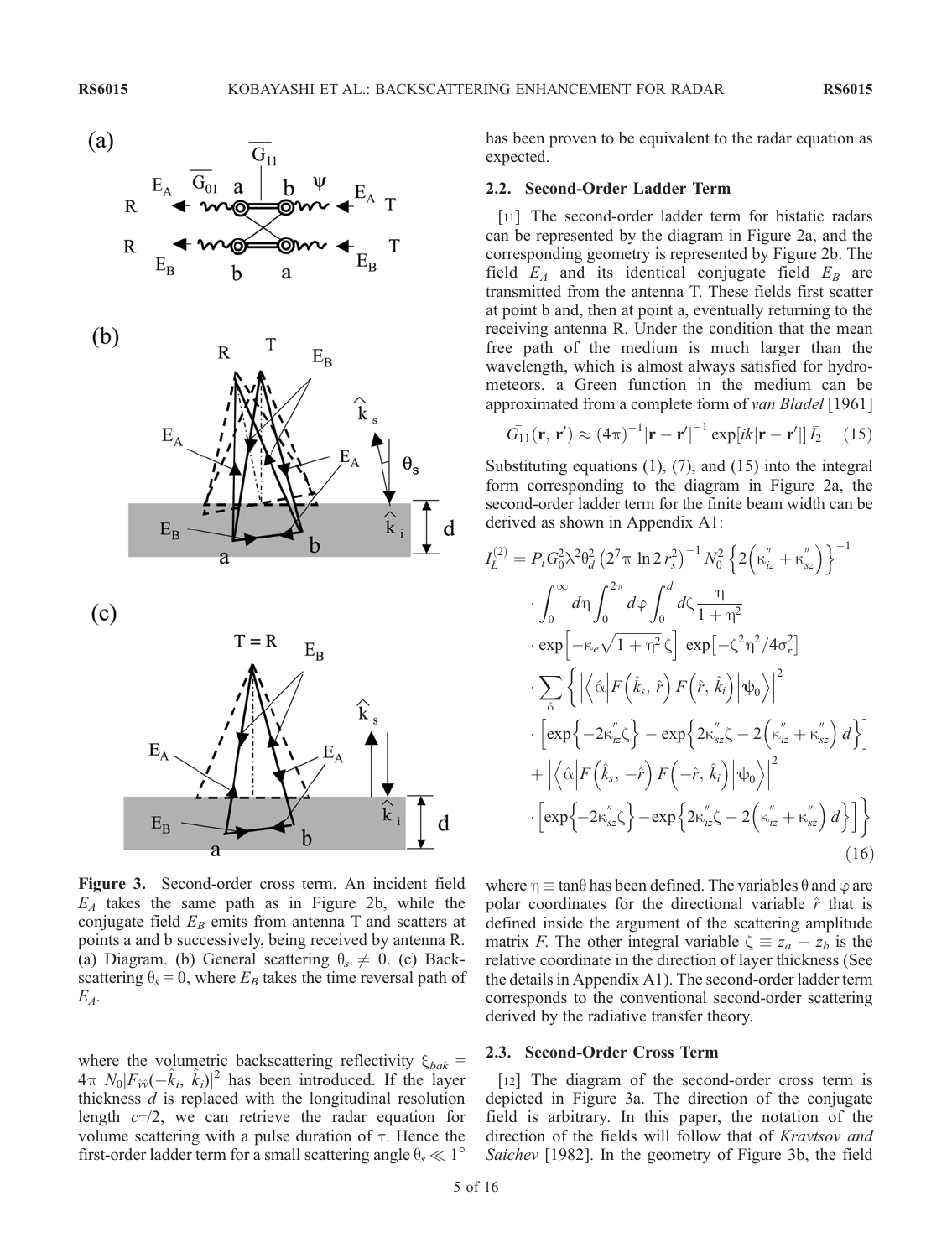Figure 3. Second-order cross term. An incident field $E_A$ takes the same path as in Figure 2b, while the conjugate field $E_B$ emits from antenna T and scatters at points a and b successively, being received by antenna R. (a) Diagram. (b) General scattering $\theta_s \neq 0$. (c) Backscattering $\theta_s = 0$, where $E_B$ takes the time reversal path of $E_A$.

where the volumetric backscattering reflectivity $\xi_{bak} = 4\pi\ N_0|F_{\hat{v}\hat{v}}(-\hat{k}_i,\ \hat{k}_i)|^2$ has been introduced. If the layer thickness $d$ is replaced with the longitudinal resolution length $c\tau/2$, we can retrieve the radar equation for volume scattering with a pulse duration of $\tau$. Hence the first-order ladder term for a small scattering angle $\theta_s \ll 1°$ has been proven to be equivalent to the radar equation as expected.

### 2.2. Second-Order Ladder Term

[11] The second-order ladder term for bistatic radars can be represented by the diagram in Figure 2a, and the corresponding geometry is represented by Figure 2b. The field $E_A$ and its identical conjugate field $E_B$ are transmitted from the antenna T. These fields first scatter at point b and, then at point a, eventually returning to the receiving antenna R. Under the condition that the mean free path of the medium is much larger than the wavelength, which is almost always satisfied for hydrometeors, a Green function in the medium can be approximated from a complete form of *van Bladel* [1961]

$$\bar{G}_{11}(\mathbf{r},\ \mathbf{r}') \approx (4\pi)^{-1}|\mathbf{r}-\mathbf{r}'|^{-1}\exp[ik|\mathbf{r}-\mathbf{r}'|]\,\bar{I}_2 \quad (15)$$

Substituting equations (1), (7), and (15) into the integral form corresponding to the diagram in Figure 2a, the second-order ladder term for the finite beam width can be derived as shown in Appendix A1:

$$\begin{aligned}
I_L^{(2)} = {} & P_t G_0^2 \lambda^2 \theta_d^2 \left(2^7\pi\ \ln 2\, r_s^2\right)^{-1} N_0^2 \left\{2\left(\kappa_{iz}'' + \kappa_{sz}''\right)\right\}^{-1} \\
& \cdot \int_0^\infty d\eta \int_0^{2\pi} d\varphi \int_0^d d\zeta \frac{\eta}{1+\eta^2} \\
& \cdot \exp\left[-\kappa_e\sqrt{1+\eta^2}\,\zeta\right]\ \exp\left[-\zeta^2\eta^2/4\sigma_r^2\right] \\
& \cdot \sum_{\hat{\alpha}} \Big\{ \left|\left\langle \hat{\alpha}\left|F\left(\hat{k}_s,\ \hat{r}\right)F\left(\hat{r},\ \hat{k}_i\right)\right|\psi_0\right\rangle\right|^2 \\
& \cdot \left[\exp\left\{-2\kappa_{iz}''\zeta\right\} - \exp\left\{2\kappa_{sz}''\zeta - 2\left(\kappa_{iz}''+\kappa_{sz}''\right)d\right\}\right] \\
& + \left|\left\langle \hat{\alpha}\left|F\left(\hat{k}_s,\ -\hat{r}\right)F\left(-\hat{r},\ \hat{k}_i\right)\right|\psi_0\right\rangle\right|^2 \\
& \cdot \left[\exp\left\{-2\kappa_{sz}''\zeta\right\} - \exp\left\{2\kappa_{iz}''\zeta - 2\left(\kappa_{iz}''+\kappa_{sz}''\right)d\right\}\right]\Big\}
\end{aligned} \quad (16)$$

where $\eta \equiv \tan\theta$ has been defined. The variables $\theta$ and $\varphi$ are polar coordinates for the directional variable $\hat{r}$ that is defined inside the argument of the scattering amplitude matrix $F$. The other integral variable $\zeta \equiv z_a - z_b$ is the relative coordinate in the direction of layer thickness (See the details in Appendix A1). The second-order ladder term corresponds to the conventional second-order scattering derived by the radiative transfer theory.

### 2.3. Second-Order Cross Term

[12] The diagram of the second-order cross term is depicted in Figure 3a. The direction of the conjugate field is arbitrary. In this paper, the notation of the direction of the fields will follow that of *Kravtsov and Saichev* [1982]. In the geometry of Figure 3b, the field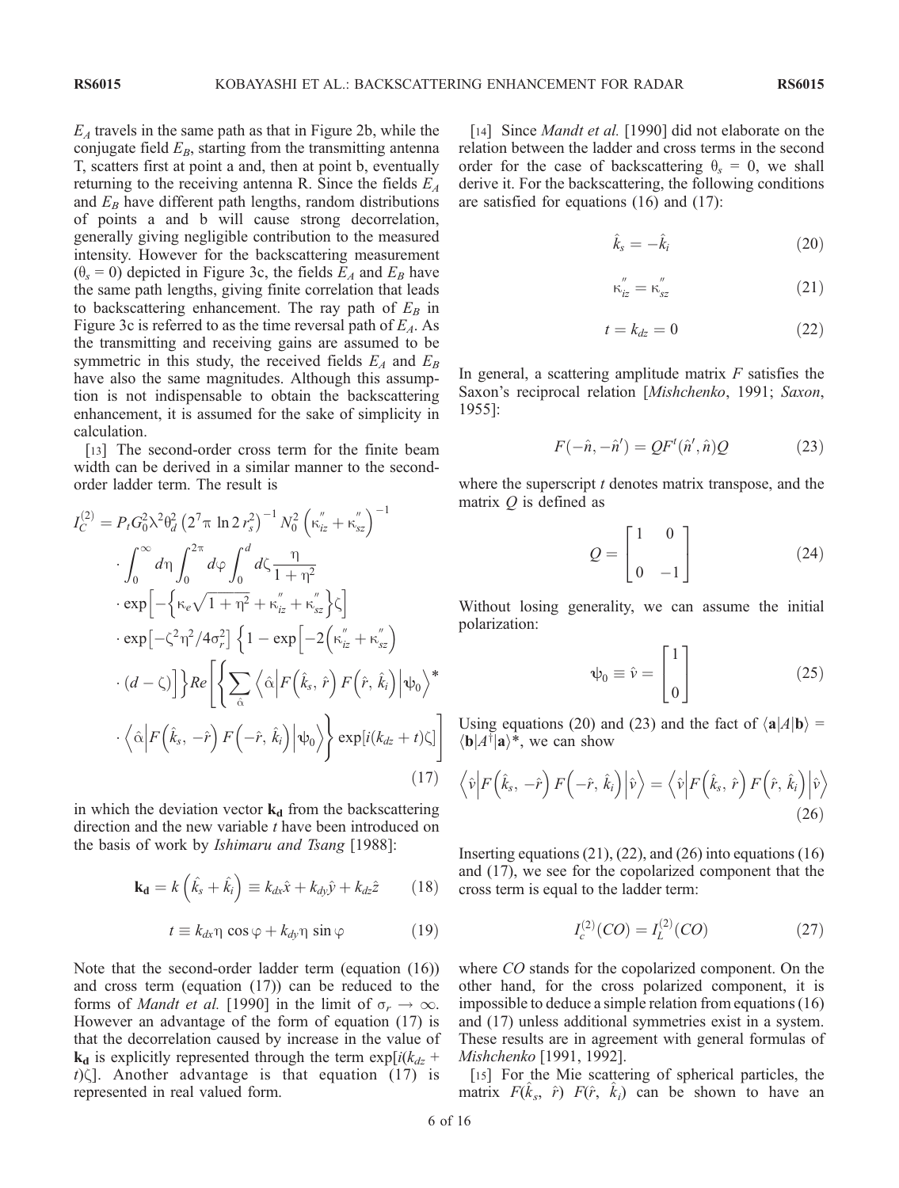$E_A$ travels in the same path as that in Figure 2b, while the conjugate field $E_B$, starting from the transmitting antenna T, scatters first at point a and, then at point b, eventually returning to the receiving antenna R. Since the fields $E_A$ and $E_B$ have different path lengths, random distributions of points a and b will cause strong decorrelation, generally giving negligible contribution to the measured intensity. However for the backscattering measurement ($\theta_s = 0$) depicted in Figure 3c, the fields $E_A$ and $E_B$ have the same path lengths, giving finite correlation that leads to backscattering enhancement. The ray path of $E_B$ in Figure 3c is referred to as the time reversal path of $E_A$. As the transmitting and receiving gains are assumed to be symmetric in this study, the received fields $E_A$ and $E_B$ have also the same magnitudes. Although this assumption is not indispensable to obtain the backscattering enhancement, it is assumed for the sake of simplicity in calculation.

[13] The second-order cross term for the finite beam width can be derived in a similar manner to the second-order ladder term. The result is

$$
\begin{aligned}
I_C^{(2)} &= P_t G_0^2 \lambda^2 \theta_d^2 \left(2^7 \pi \ln 2\, r_s^2\right)^{-1} N_0^2 \left(\kappa_{iz}'' + \kappa_{sz}''\right)^{-1} \\
&\cdot \int_0^\infty d\eta \int_0^{2\pi} d\varphi \int_0^d d\zeta \frac{\eta}{1+\eta^2} \\
&\cdot \exp\left[-\left\{\kappa_e \sqrt{1+\eta^2} + \kappa_{iz}'' + \kappa_{sz}''\right\}\zeta\right] \\
&\cdot \exp\left[-\zeta^2\eta^2/4\sigma_r^2\right] \left\{1 - \exp\left[-2\left(\kappa_{iz}'' + \kappa_{sz}''\right)\right.\right. \\
&\cdot \left.\left.(d-\zeta)\right]\right\} Re\left[\left\{\sum_{\hat{\alpha}} \left\langle \hat{\alpha} \middle| F\left(\hat{k}_s, \hat{r}\right) F\left(\hat{r}, \hat{k}_i\right) \middle| \psi_0 \right\rangle^* \right.\right. \\
&\cdot \left.\left. \left\langle \hat{\alpha} \middle| F\left(\hat{k}_s, -\hat{r}\right) F\left(-\hat{r}, \hat{k}_i\right) \middle| \psi_0 \right\rangle \right\} \exp[i(k_{dz} + t)\zeta]\right]
\end{aligned}
\tag{17}
$$

in which the deviation vector $\mathbf{k_d}$ from the backscattering direction and the new variable $t$ have been introduced on the basis of work by *Ishimaru and Tsang* [1988]:

$$
\mathbf{k_d} = k\left(\hat{k}_s + \hat{k}_i\right) \equiv k_{dx}\hat{x} + k_{dy}\hat{y} + k_{dz}\hat{z} \tag{18}
$$

$$
t \equiv k_{dx}\eta \cos\varphi + k_{dy}\eta \sin\varphi \tag{19}
$$

Note that the second-order ladder term (equation (16)) and cross term (equation (17)) can be reduced to the forms of *Mandt et al.* [1990] in the limit of $\sigma_r \to \infty$. However an advantage of the form of equation (17) is that the decorrelation caused by increase in the value of $\mathbf{k_d}$ is explicitly represented through the term $\exp[i(k_{dz} + t)\zeta]$. Another advantage is that equation (17) is represented in real valued form.

[14] Since *Mandt et al.* [1990] did not elaborate on the relation between the ladder and cross terms in the second order for the case of backscattering $\theta_s = 0$, we shall derive it. For the backscattering, the following conditions are satisfied for equations (16) and (17):

$$
\hat{k}_s = -\hat{k}_i \tag{20}
$$

$$
\kappa_{iz}'' = \kappa_{sz}'' \tag{21}
$$

$$
t = k_{dz} = 0 \tag{22}
$$

In general, a scattering amplitude matrix $F$ satisfies the Saxon's reciprocal relation [*Mishchenko*, 1991; *Saxon*, 1955]:

$$
F(-\hat{n}, -\hat{n}') = Q F^t(\hat{n}', \hat{n}) Q \tag{23}
$$

where the superscript $t$ denotes matrix transpose, and the matrix $Q$ is defined as

$$
Q = \begin{bmatrix} 1 & 0 \\ 0 & -1 \end{bmatrix} \tag{24}
$$

Without losing generality, we can assume the initial polarization:

$$
\psi_0 \equiv \hat{v} = \begin{bmatrix} 1 \\ 0 \end{bmatrix} \tag{25}
$$

Using equations (20) and (23) and the fact of $\langle \mathbf{a}|A|\mathbf{b}\rangle = \langle \mathbf{b}|A^\dagger|\mathbf{a}\rangle^*$, we can show

$$
\left\langle \hat{v} \middle| F\left(\hat{k}_s, -\hat{r}\right) F\left(-\hat{r}, \hat{k}_i\right) \middle| \hat{v} \right\rangle = \left\langle \hat{v} \middle| F\left(\hat{k}_s, \hat{r}\right) F\left(\hat{r}, \hat{k}_i\right) \middle| \hat{v} \right\rangle \tag{26}
$$

Inserting equations (21), (22), and (26) into equations (16) and (17), we see for the copolarized component that the cross term is equal to the ladder term:

$$
I_c^{(2)}(CO) = I_L^{(2)}(CO) \tag{27}
$$

where $CO$ stands for the copolarized component. On the other hand, for the cross polarized component, it is impossible to deduce a simple relation from equations (16) and (17) unless additional symmetries exist in a system. These results are in agreement with general formulas of *Mishchenko* [1991, 1992].

[15] For the Mie scattering of spherical particles, the matrix $F(\hat{k}_s, \hat{r})\, F(\hat{r}, \hat{k}_i)$ can be shown to have an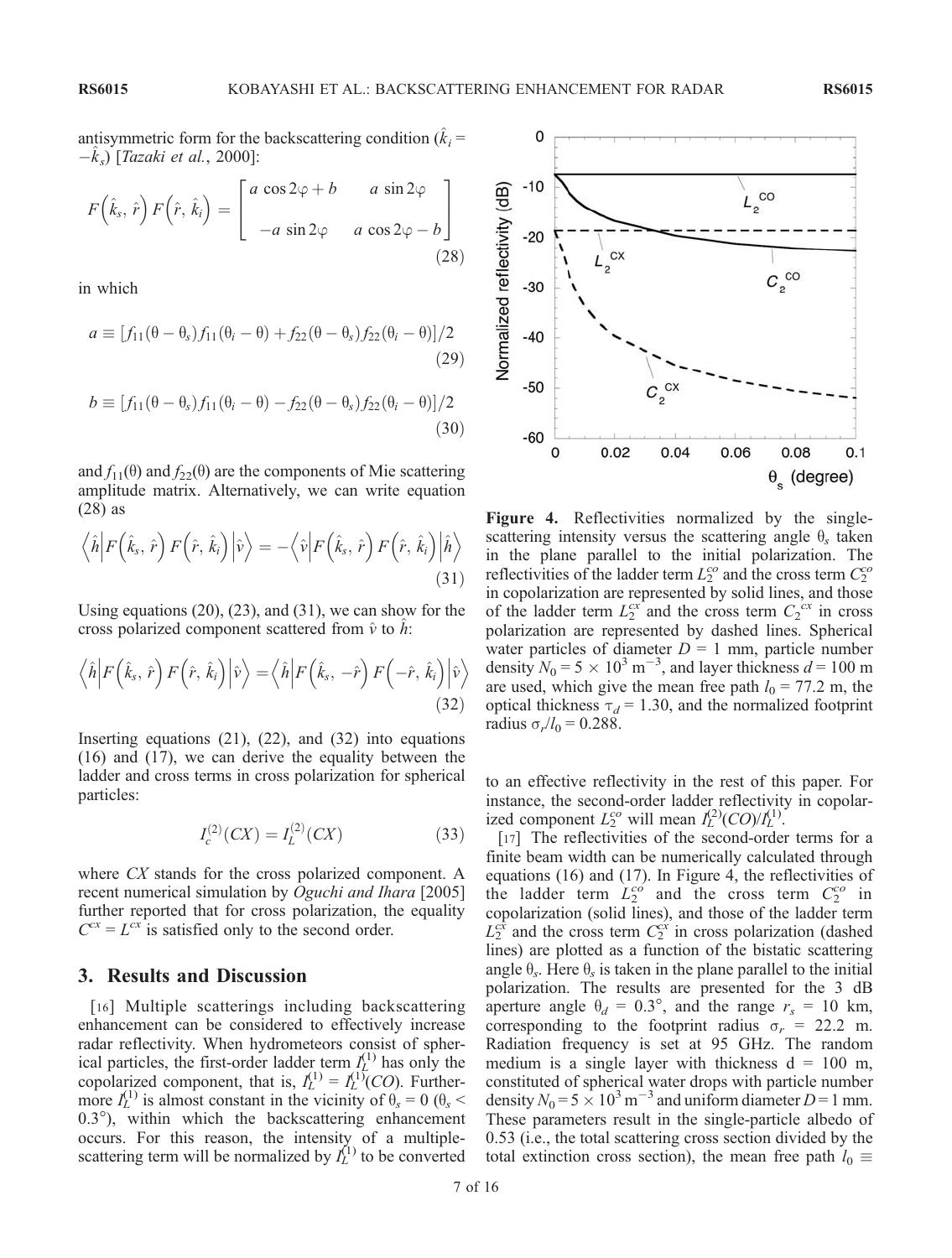antisymmetric form for the backscattering condition ($\hat{k}_i = -\hat{k}_s$) [*Tazaki et al.*, 2000]:

$$
F\left(\hat{k}_s, \hat{r}\right) F\left(\hat{r}, \hat{k}_i\right) = \begin{bmatrix} a \cos 2\varphi + b & a \sin 2\varphi \\ -a \sin 2\varphi & a \cos 2\varphi - b \end{bmatrix} \tag{28}
$$

in which

$$
a \equiv [f_{11}(\theta - \theta_s) f_{11}(\theta_i - \theta) + f_{22}(\theta - \theta_s) f_{22}(\theta_i - \theta)]/2 \tag{29}
$$

$$
b \equiv [f_{11}(\theta - \theta_s) f_{11}(\theta_i - \theta) - f_{22}(\theta - \theta_s) f_{22}(\theta_i - \theta)]/2 \tag{30}
$$

and $f_{11}(\theta)$ and $f_{22}(\theta)$ are the components of Mie scattering amplitude matrix. Alternatively, we can write equation (28) as

$$
\left\langle \hat{h} \middle| F\left(\hat{k}_s, \hat{r}\right) F\left(\hat{r}, \hat{k}_i\right) \middle| \hat{v} \right\rangle = -\left\langle \hat{v} \middle| F\left(\hat{k}_s, \hat{r}\right) F\left(\hat{r}, \hat{k}_i\right) \middle| \hat{h} \right\rangle \tag{31}
$$

Using equations (20), (23), and (31), we can show for the cross polarized component scattered from $\hat{v}$ to $\hat{h}$:

$$
\left\langle \hat{h} \middle| F\left(\hat{k}_s, \hat{r}\right) F\left(\hat{r}, \hat{k}_i\right) \middle| \hat{v} \right\rangle = \left\langle \hat{h} \middle| F\left(\hat{k}_s, -\hat{r}\right) F\left(-\hat{r}, \hat{k}_i\right) \middle| \hat{v} \right\rangle \tag{32}
$$

Inserting equations (21), (22), and (32) into equations (16) and (17), we can derive the equality between the ladder and cross terms in cross polarization for spherical particles:

$$
I_c^{(2)}(CX) = I_L^{(2)}(CX) \tag{33}
$$

where $CX$ stands for the cross polarized component. A recent numerical simulation by *Oguchi and Ihara* [2005] further reported that for cross polarization, the equality $C^{cx} = L^{cx}$ is satisfied only to the second order.

## 3. Results and Discussion

[16] Multiple scatterings including backscattering enhancement can be considered to effectively increase radar reflectivity. When hydrometeors consist of spherical particles, the first-order ladder term $I_L^{(1)}$ has only the copolarized component, that is, $I_L^{(1)} = I_L^{(1)}(CO)$. Furthermore $I_L^{(1)}$ is almost constant in the vicinity of $\theta_s = 0$ ($\theta_s < 0.3°$), within which the backscattering enhancement occurs. For this reason, the intensity of a multiple-scattering term will be normalized by $I_L^{(1)}$ to be converted to an effective reflectivity in the rest of this paper. For instance, the second-order ladder reflectivity in copolarized component $L_2^{co}$ will mean $I_L^{(2)}(CO)/I_L^{(1)}$.

**Figure 4.** Reflectivities normalized by the single-scattering intensity versus the scattering angle $\theta_s$ taken in the plane parallel to the initial polarization. The reflectivities of the ladder term $L_2^{co}$ and the cross term $C_2^{co}$ in copolarization are represented by solid lines, and those of the ladder term $L_2^{cx}$ and the cross term $C_2^{cx}$ in cross polarization are represented by dashed lines. Spherical water particles of diameter $D = 1$ mm, particle number density $N_0 = 5 \times 10^3$ m$^{-3}$, and layer thickness $d = 100$ m are used, which give the mean free path $l_0 = 77.2$ m, the optical thickness $\tau_d = 1.30$, and the normalized footprint radius $\sigma_r/l_0 = 0.288$.

[17] The reflectivities of the second-order terms for a finite beam width can be numerically calculated through equations (16) and (17). In Figure 4, the reflectivities of the ladder term $L_2^{co}$ and the cross term $C_2^{co}$ in copolarization (solid lines), and those of the ladder term $L_2^{cx}$ and the cross term $C_2^{cx}$ in cross polarization (dashed lines) are plotted as a function of the bistatic scattering angle $\theta_s$. Here $\theta_s$ is taken in the plane parallel to the initial polarization. The results are presented for the 3 dB aperture angle $\theta_d = 0.3°$, and the range $r_s = 10$ km, corresponding to the footprint radius $\sigma_r = 22.2$ m. Radiation frequency is set at 95 GHz. The random medium is a single layer with thickness d = 100 m, constituted of spherical water drops with particle number density $N_0 = 5 \times 10^3$ m$^{-3}$ and uniform diameter $D = 1$ mm. These parameters result in the single-particle albedo of 0.53 (i.e., the total scattering cross section divided by the total extinction cross section), the mean free path $l_0 \equiv$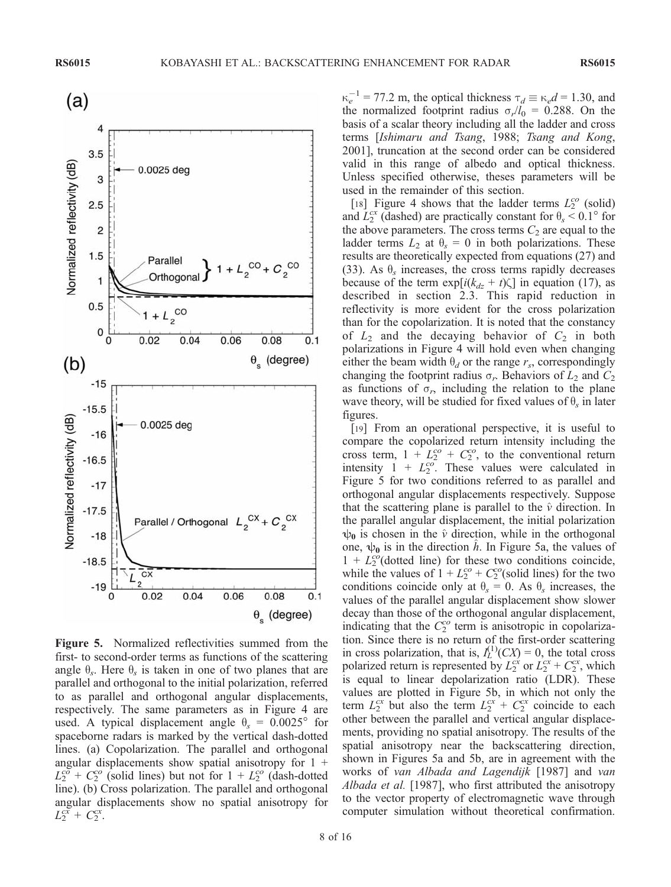Figure 5. Normalized reflectivities summed from the first- to second-order terms as functions of the scattering angle $\theta_s$. Here $\theta_s$ is taken in one of two planes that are parallel and orthogonal to the initial polarization, referred to as parallel and orthogonal angular displacements, respectively. The same parameters as in Figure 4 are used. A typical displacement angle $\theta_s = 0.0025°$ for spaceborne radars is marked by the vertical dash-dotted lines. (a) Copolarization. The parallel and orthogonal angular displacements show spatial anisotropy for $1 + L_2^{co} + C_2^{co}$ (solid lines) but not for $1 + L_2^{co}$ (dash-dotted line). (b) Cross polarization. The parallel and orthogonal angular displacements show no spatial anisotropy for $L_2^{cx} + C_2^{cx}$.

$\kappa_e^{-1} = 77.2$ m, the optical thickness $\tau_d \equiv \kappa_e d = 1.30$, and the normalized footprint radius $\sigma_r/l_0 = 0.288$. On the basis of a scalar theory including all the ladder and cross terms [*Ishimaru and Tsang*, 1988; *Tsang and Kong*, 2001], truncation at the second order can be considered valid in this range of albedo and optical thickness. Unless specified otherwise, theses parameters will be used in the remainder of this section.

[18] Figure 4 shows that the ladder terms $L_2^{co}$ (solid) and $L_2^{cx}$ (dashed) are practically constant for $\theta_s < 0.1°$ for the above parameters. The cross terms $C_2$ are equal to the ladder terms $L_2$ at $\theta_s = 0$ in both polarizations. These results are theoretically expected from equations (27) and (33). As $\theta_s$ increases, the cross terms rapidly decreases because of the term $\exp[i(k_{dz} + t)\zeta]$ in equation (17), as described in section 2.3. This rapid reduction in reflectivity is more evident for the cross polarization than for the copolarization. It is noted that the constancy of $L_2$ and the decaying behavior of $C_2$ in both polarizations in Figure 4 will hold even when changing either the beam width $\theta_d$ or the range $r_s$, correspondingly changing the footprint radius $\sigma_r$. Behaviors of $L_2$ and $C_2$ as functions of $\sigma_r$, including the relation to the plane wave theory, will be studied for fixed values of $\theta_s$ in later figures.

[19] From an operational perspective, it is useful to compare the copolarized return intensity including the cross term, $1 + L_2^{co} + C_2^{co}$, to the conventional return intensity $1 + L_2^{co}$. These values were calculated in Figure 5 for two conditions referred to as parallel and orthogonal angular displacements respectively. Suppose that the scattering plane is parallel to the $\hat{v}$ direction. In the parallel angular displacement, the initial polarization $\psi_0$ is chosen in the $\hat{v}$ direction, while in the orthogonal one, $\psi_0$ is in the direction $\hat{h}$. In Figure 5a, the values of $1 + L_2^{co}$(dotted line) for these two conditions coincide, while the values of $1 + L_2^{co} + C_2^{co}$(solid lines) for the two conditions coincide only at $\theta_s = 0$. As $\theta_s$ increases, the values of the parallel angular displacement show slower decay than those of the orthogonal angular displacement, indicating that the $C_2^{co}$ term is anisotropic in copolarization. Since there is no return of the first-order scattering in cross polarization, that is, $I_L^{(1)}(CX) = 0$, the total cross polarized return is represented by $L_2^{cx}$ or $L_2^{cx} + C_2^{cx}$, which is equal to linear depolarization ratio (LDR). These values are plotted in Figure 5b, in which not only the term $L_2^{cx}$ but also the term $L_2^{cx} + C_2^{cx}$ coincide to each other between the parallel and vertical angular displacements, providing no spatial anisotropy. The results of the spatial anisotropy near the backscattering direction, shown in Figures 5a and 5b, are in agreement with the works of *van Albada and Lagendijk* [1987] and *van Albada et al.* [1987], who first attributed the anisotropy to the vector property of electromagnetic wave through computer simulation without theoretical confirmation.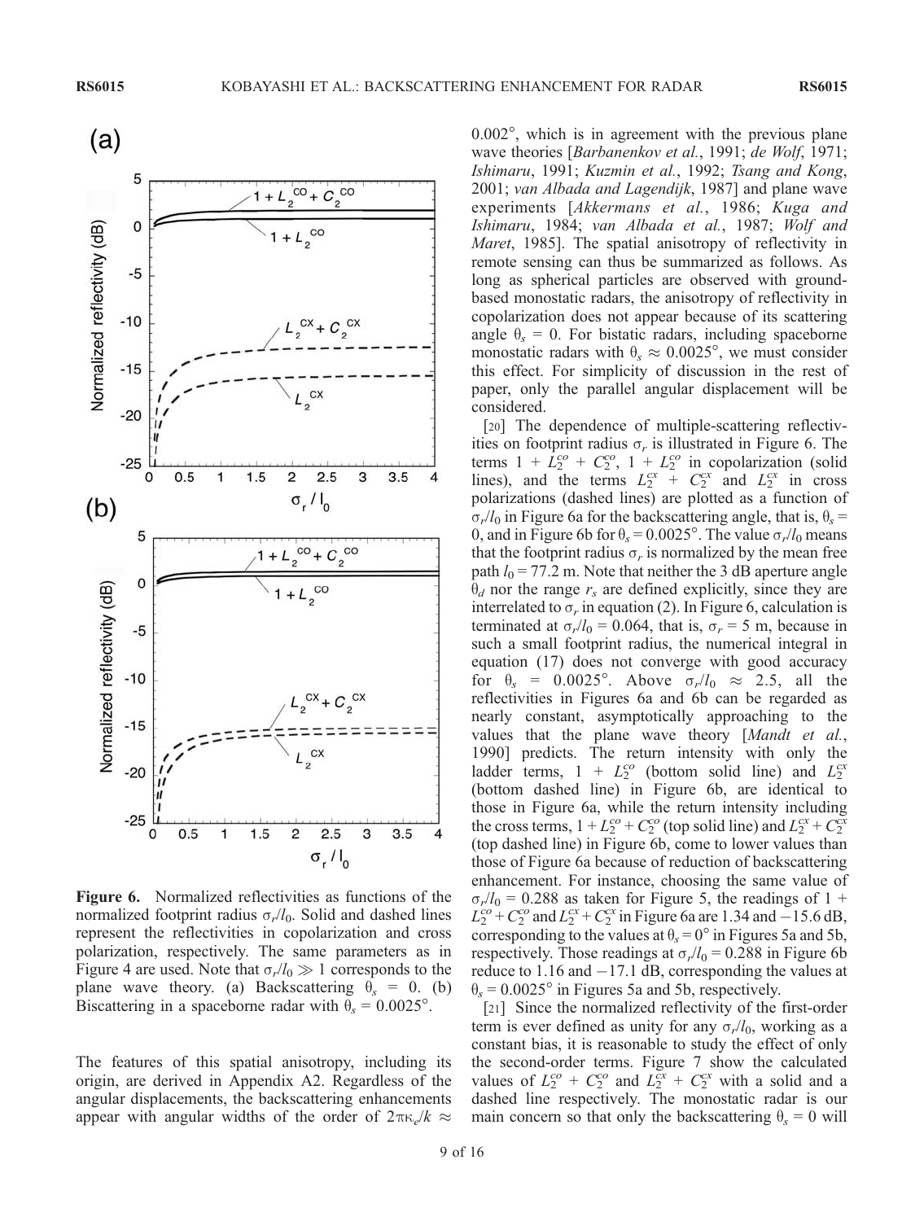Figure 6. Normalized reflectivities as functions of the normalized footprint radius $\sigma_r/l_0$. Solid and dashed lines represent the reflectivities in copolarization and cross polarization, respectively. The same parameters as in Figure 4 are used. Note that $\sigma_r/l_0 \gg 1$ corresponds to the plane wave theory. (a) Backscattering $\theta_s = 0$. (b) Biscattering in a spaceborne radar with $\theta_s = 0.0025°$.

The features of this spatial anisotropy, including its origin, are derived in Appendix A2. Regardless of the angular displacements, the backscattering enhancements appear with angular widths of the order of $2\pi\kappa_e/k \approx 0.002°$, which is in agreement with the previous plane wave theories [*Barbanenkov et al.*, 1991; *de Wolf*, 1971; *Ishimaru*, 1991; *Kuzmin et al.*, 1992; *Tsang and Kong*, 2001; *van Albada and Lagendijk*, 1987] and plane wave experiments [*Akkermans et al.*, 1986; *Kuga and Ishimaru*, 1984; *van Albada et al.*, 1987; *Wolf and Maret*, 1985]. The spatial anisotropy of reflectivity in remote sensing can thus be summarized as follows. As long as spherical particles are observed with ground-based monostatic radars, the anisotropy of reflectivity in copolarization does not appear because of its scattering angle $\theta_s = 0$. For bistatic radars, including spaceborne monostatic radars with $\theta_s \approx 0.0025°$, we must consider this effect. For simplicity of discussion in the rest of paper, only the parallel angular displacement will be considered.

[20] The dependence of multiple-scattering reflectivities on footprint radius $\sigma_r$ is illustrated in Figure 6. The terms $1 + L_2^{co} + C_2^{co}$, $1 + L_2^{co}$ in copolarization (solid lines), and the terms $L_2^{cx} + C_2^{cx}$ and $L_2^{cx}$ in cross polarizations (dashed lines) are plotted as a function of $\sigma_r/l_0$ in Figure 6a for the backscattering angle, that is, $\theta_s = 0$, and in Figure 6b for $\theta_s = 0.0025°$. The value $\sigma_r/l_0$ means that the footprint radius $\sigma_r$ is normalized by the mean free path $l_0 = 77.2$ m. Note that neither the 3 dB aperture angle $\theta_d$ nor the range $r_s$ are defined explicitly, since they are interrelated to $\sigma_r$ in equation (2). In Figure 6, calculation is terminated at $\sigma_r/l_0 = 0.064$, that is, $\sigma_r = 5$ m, because in such a small footprint radius, the numerical integral in equation (17) does not converge with good accuracy for $\theta_s = 0.0025°$. Above $\sigma_r/l_0 \approx 2.5$, all the reflectivities in Figures 6a and 6b can be regarded as nearly constant, asymptotically approaching to the values that the plane wave theory [*Mandt et al.*, 1990] predicts. The return intensity with only the ladder terms, $1 + L_2^{co}$ (bottom solid line) and $L_2^{cx}$ (bottom dashed line) in Figure 6b, are identical to those in Figure 6a, while the return intensity including the cross terms, $1 + L_2^{co} + C_2^{co}$ (top solid line) and $L_2^{cx} + C_2^{cx}$ (top dashed line) in Figure 6b, come to lower values than those of Figure 6a because of reduction of backscattering enhancement. For instance, choosing the same value of $\sigma_r/l_0 = 0.288$ as taken for Figure 5, the readings of $1 + L_2^{co} + C_2^{co}$ and $L_2^{cx} + C_2^{cx}$ in Figure 6a are 1.34 and $-15.6$ dB, corresponding to the values at $\theta_s = 0°$ in Figures 5a and 5b, respectively. Those readings at $\sigma_r/l_0 = 0.288$ in Figure 6b reduce to 1.16 and $-17.1$ dB, corresponding the values at $\theta_s = 0.0025°$ in Figures 5a and 5b, respectively.

[21] Since the normalized reflectivity of the first-order term is ever defined as unity for any $\sigma_r/l_0$, working as a constant bias, it is reasonable to study the effect of only the second-order terms. Figure 7 show the calculated values of $L_2^{co} + C_2^{co}$ and $L_2^{cx} + C_2^{cx}$ with a solid and a dashed line respectively. The monostatic radar is our main concern so that only the backscattering $\theta_s = 0$ will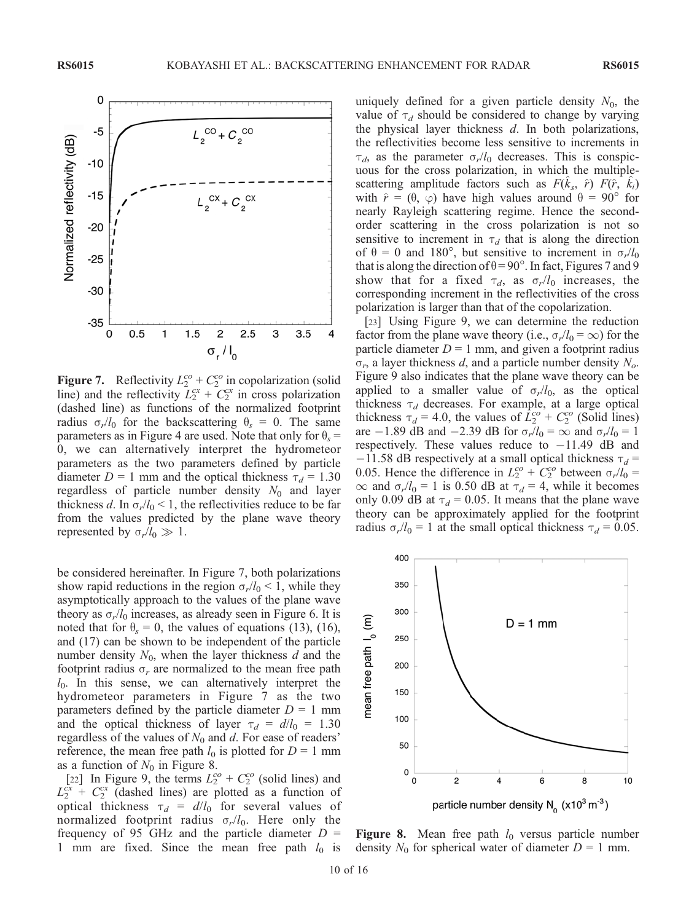**Figure 7.** Reflectivity $L_2^{co} + C_2^{co}$ in copolarization (solid line) and the reflectivity $L_2^{cx} + C_2^{cx}$ in cross polarization (dashed line) as functions of the normalized footprint radius $\sigma_r/l_0$ for the backscattering $\theta_s = 0$. The same parameters as in Figure 4 are used. Note that only for $\theta_s = 0$, we can alternatively interpret the hydrometeor parameters as the two parameters defined by particle diameter $D = 1$ mm and the optical thickness $\tau_d = 1.30$ regardless of particle number density $N_0$ and layer thickness $d$. In $\sigma_r/l_0 < 1$, the reflectivities reduce to be far from the values predicted by the plane wave theory represented by $\sigma_r/l_0 \gg 1$.

be considered hereinafter. In Figure 7, both polarizations show rapid reductions in the region $\sigma_r/l_0 < 1$, while they asymptotically approach to the values of the plane wave theory as $\sigma_r/l_0$ increases, as already seen in Figure 6. It is noted that for $\theta_s = 0$, the values of equations (13), (16), and (17) can be shown to be independent of the particle number density $N_0$, when the layer thickness $d$ and the footprint radius $\sigma_r$ are normalized to the mean free path $l_0$. In this sense, we can alternatively interpret the hydrometeor parameters in Figure 7 as the two parameters defined by the particle diameter $D = 1$ mm and the optical thickness of layer $\tau_d = d/l_0 = 1.30$ regardless of the values of $N_0$ and $d$. For ease of readers' reference, the mean free path $l_0$ is plotted for $D = 1$ mm as a function of $N_0$ in Figure 8.

[22] In Figure 9, the terms $L_2^{co} + C_2^{co}$ (solid lines) and $L_2^{cx} + C_2^{cx}$ (dashed lines) are plotted as a function of optical thickness $\tau_d = d/l_0$ for several values of normalized footprint radius $\sigma_r/l_0$. Here only the frequency of 95 GHz and the particle diameter $D = 1$ mm are fixed. Since the mean free path $l_0$ is uniquely defined for a given particle density $N_0$, the value of $\tau_d$ should be considered to change by varying the physical layer thickness $d$. In both polarizations, the reflectivities become less sensitive to increments in $\tau_d$, as the parameter $\sigma_r/l_0$ decreases. This is conspicuous for the cross polarization, in which the multiple-scattering amplitude factors such as $F(\hat{k}_s, \hat{r})\ F(\hat{r}, \hat{k}_i)$ with $\hat{r} = (\theta, \varphi)$ have high values around $\theta = 90°$ for nearly Rayleigh scattering regime. Hence the second-order scattering in the cross polarization is not so sensitive to increment in $\tau_d$ that is along the direction of $\theta = 0$ and $180°$, but sensitive to increment in $\sigma_r/l_0$ that is along the direction of $\theta = 90°$. In fact, Figures 7 and 9 show that for a fixed $\tau_d$, as $\sigma_r/l_0$ increases, the corresponding increment in the reflectivities of the cross polarization is larger than that of the copolarization.

[23] Using Figure 9, we can determine the reduction factor from the plane wave theory (i.e., $\sigma_r/l_0 = \infty$) for the particle diameter $D = 1$ mm, and given a footprint radius $\sigma_r$, a layer thickness $d$, and a particle number density $N_o$. Figure 9 also indicates that the plane wave theory can be applied to a smaller value of $\sigma_r/l_0$, as the optical thickness $\tau_d$ decreases. For example, at a large optical thickness $\tau_d = 4.0$, the values of $L_2^{co} + C_2^{co}$ (Solid lines) are $-1.89$ dB and $-2.39$ dB for $\sigma_r/l_0 = \infty$ and $\sigma_r/l_0 = 1$ respectively. These values reduce to $-11.49$ dB and $-11.58$ dB respectively at a small optical thickness $\tau_d = 0.05$. Hence the difference in $L_2^{co} + C_2^{co}$ between $\sigma_r/l_0 = \infty$ and $\sigma_r/l_0 = 1$ is 0.50 dB at $\tau_d = 4$, while it becomes only 0.09 dB at $\tau_d = 0.05$. It means that the plane wave theory can be approximately applied for the footprint radius $\sigma_r/l_0 = 1$ at the small optical thickness $\tau_d = 0.05$.

**Figure 8.** Mean free path $l_0$ versus particle number density $N_0$ for spherical water of diameter $D = 1$ mm.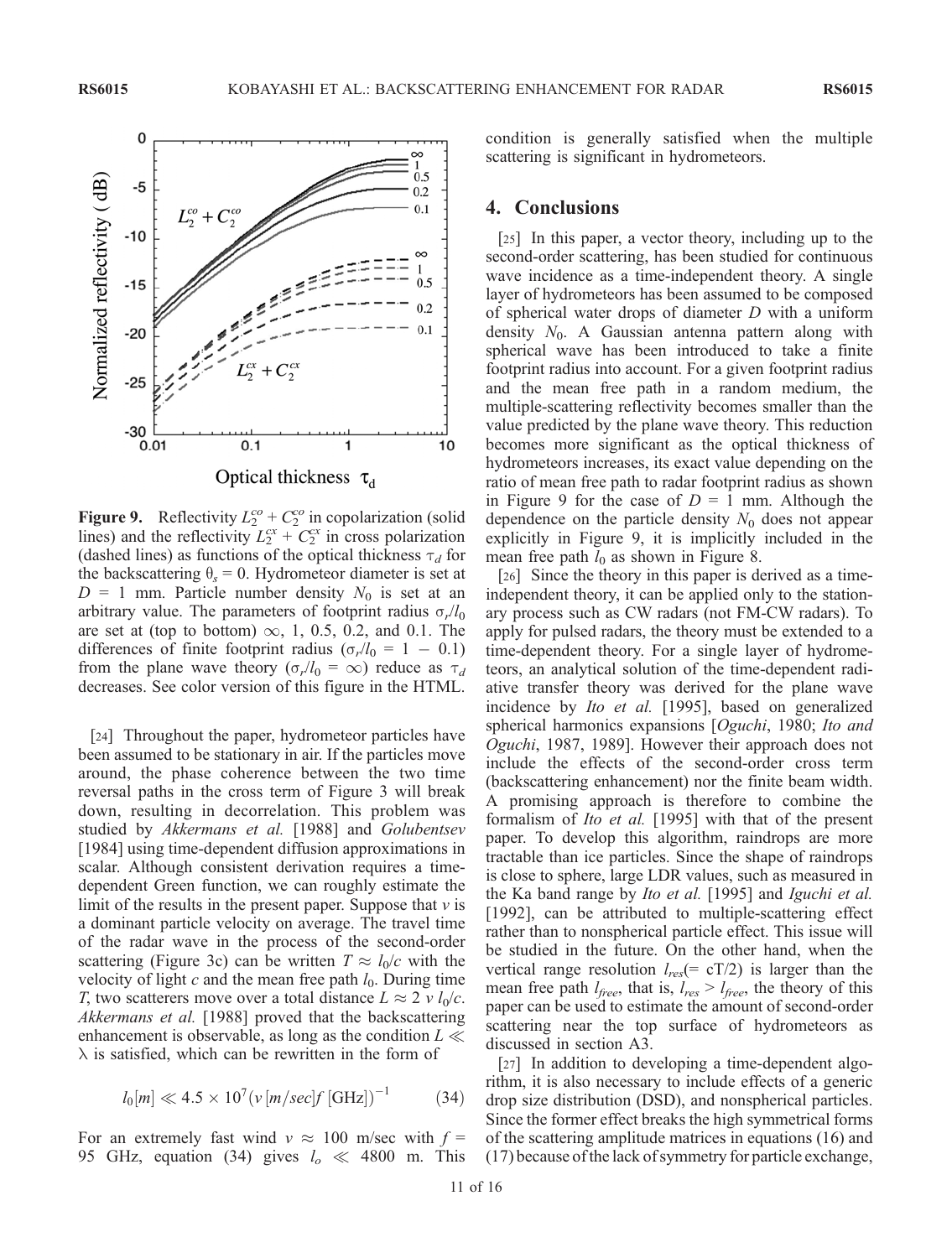**Figure 9.** Reflectivity $L_2^{co} + C_2^{co}$ in copolarization (solid lines) and the reflectivity $L_2^{cx} + C_2^{cx}$ in cross polarization (dashed lines) as functions of the optical thickness $\tau_d$ for the backscattering $\theta_s = 0$. Hydrometeor diameter is set at $D$ = 1 mm. Particle number density $N_0$ is set at an arbitrary value. The parameters of footprint radius $\sigma_r/l_0$ are set at (top to bottom) $\infty$, 1, 0.5, 0.2, and 0.1. The differences of finite footprint radius ($\sigma_r/l_0$ = 1 − 0.1) from the plane wave theory ($\sigma_r/l_0 = \infty$) reduce as $\tau_d$ decreases. See color version of this figure in the HTML.

[24] Throughout the paper, hydrometeor particles have been assumed to be stationary in air. If the particles move around, the phase coherence between the two time reversal paths in the cross term of Figure 3 will break down, resulting in decorrelation. This problem was studied by *Akkermans et al.* [1988] and *Golubentsev* [1984] using time-dependent diffusion approximations in scalar. Although consistent derivation requires a time-dependent Green function, we can roughly estimate the limit of the results in the present paper. Suppose that $v$ is a dominant particle velocity on average. The travel time of the radar wave in the process of the second-order scattering (Figure 3c) can be written $T \approx l_0/c$ with the velocity of light $c$ and the mean free path $l_0$. During time $T$, two scatterers move over a total distance $L \approx 2\ v\ l_0/c$. *Akkermans et al.* [1988] proved that the backscattering enhancement is observable, as long as the condition $L \ll \lambda$ is satisfied, which can be rewritten in the form of

$$l_0[m] \ll 4.5 \times 10^7 (v\,[m/sec] f\ [\mathrm{GHz}])^{-1} \tag{34}$$

For an extremely fast wind $v \approx 100$ m/sec with $f$ = 95 GHz, equation (34) gives $l_o \ll 4800$ m. This condition is generally satisfied when the multiple scattering is significant in hydrometeors.

## 4. Conclusions

[25] In this paper, a vector theory, including up to the second-order scattering, has been studied for continuous wave incidence as a time-independent theory. A single layer of hydrometeors has been assumed to be composed of spherical water drops of diameter $D$ with a uniform density $N_0$. A Gaussian antenna pattern along with spherical wave has been introduced to take a finite footprint radius into account. For a given footprint radius and the mean free path in a random medium, the multiple-scattering reflectivity becomes smaller than the value predicted by the plane wave theory. This reduction becomes more significant as the optical thickness of hydrometeors increases, its exact value depending on the ratio of mean free path to radar footprint radius as shown in Figure 9 for the case of $D$ = 1 mm. Although the dependence on the particle density $N_0$ does not appear explicitly in Figure 9, it is implicitly included in the mean free path $l_0$ as shown in Figure 8.

[26] Since the theory in this paper is derived as a time-independent theory, it can be applied only to the stationary process such as CW radars (not FM-CW radars). To apply for pulsed radars, the theory must be extended to a time-dependent theory. For a single layer of hydrometeors, an analytical solution of the time-dependent radiative transfer theory was derived for the plane wave incidence by *Ito et al.* [1995], based on generalized spherical harmonics expansions [*Oguchi*, 1980; *Ito and Oguchi*, 1987, 1989]. However their approach does not include the effects of the second-order cross term (backscattering enhancement) nor the finite beam width. A promising approach is therefore to combine the formalism of *Ito et al.* [1995] with that of the present paper. To develop this algorithm, raindrops are more tractable than ice particles. Since the shape of raindrops is close to sphere, large LDR values, such as measured in the Ka band range by *Ito et al.* [1995] and *Iguchi et al.* [1992], can be attributed to multiple-scattering effect rather than to nonspherical particle effect. This issue will be studied in the future. On the other hand, when the vertical range resolution $l_{res}$(= cT/2) is larger than the mean free path $l_{free}$, that is, $l_{res} > l_{free}$, the theory of this paper can be used to estimate the amount of second-order scattering near the top surface of hydrometeors as discussed in section A3.

[27] In addition to developing a time-dependent algorithm, it is also necessary to include effects of a generic drop size distribution (DSD), and nonspherical particles. Since the former effect breaks the high symmetrical forms of the scattering amplitude matrices in equations (16) and (17) because of the lack of symmetry for particle exchange,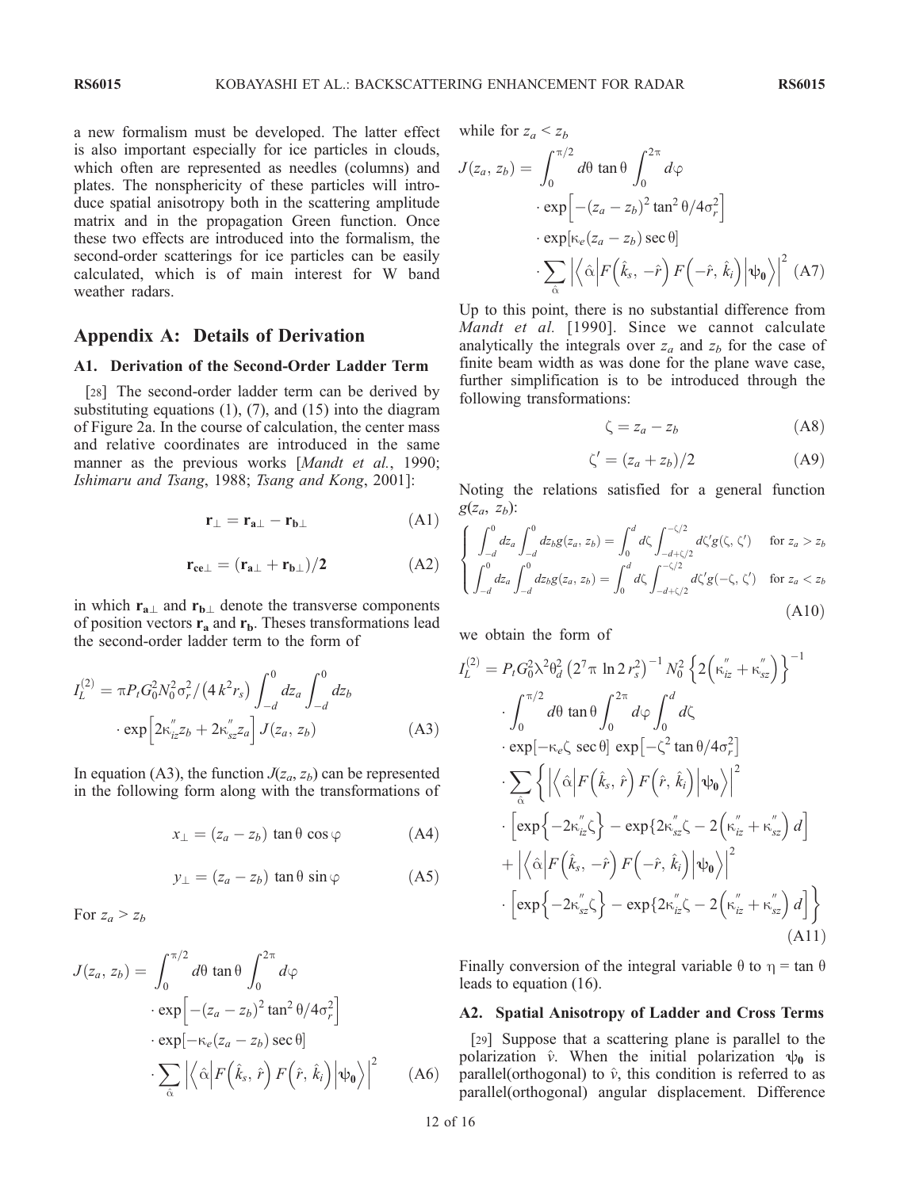a new formalism must be developed. The latter effect is also important especially for ice particles in clouds, which often are represented as needles (columns) and plates. The nonsphericity of these particles will introduce spatial anisotropy both in the scattering amplitude matrix and in the propagation Green function. Once these two effects are introduced into the formalism, the second-order scatterings for ice particles can be easily calculated, which is of main interest for W band weather radars.

## Appendix A: Details of Derivation

### A1. Derivation of the Second-Order Ladder Term

[28] The second-order ladder term can be derived by substituting equations (1), (7), and (15) into the diagram of Figure 2a. In the course of calculation, the center mass and relative coordinates are introduced in the same manner as the previous works [*Mandt et al.*, 1990; *Ishimaru and Tsang*, 1988; *Tsang and Kong*, 2001]:

$$\mathbf{r}_{\perp} = \mathbf{r}_{\mathbf{a}\perp} - \mathbf{r}_{\mathbf{b}\perp} \tag{A1}$$

$$\mathbf{r}_{\mathbf{ce}\perp} = (\mathbf{r}_{\mathbf{a}\perp} + \mathbf{r}_{\mathbf{b}\perp})/\mathbf{2} \tag{A2}$$

in which $\mathbf{r}_{\mathbf{a}\perp}$ and $\mathbf{r}_{\mathbf{b}\perp}$ denote the transverse components of position vectors $\mathbf{r}_\mathbf{a}$ and $\mathbf{r}_\mathbf{b}$. Theses transformations lead the second-order ladder term to the form of

$$I_L^{(2)} = \pi P_t G_0^2 N_0^2 \sigma_r^2 / \left(4k^2 r_s\right) \int_{-d}^{0} dz_a \int_{-d}^{0} dz_b \cdot \exp\left[2\kappa_{iz}'' z_b + 2\kappa_{sz}'' z_a\right] J(z_a, z_b) \tag{A3}$$

In equation (A3), the function $J(z_a, z_b)$ can be represented in the following form along with the transformations of

$$x_{\perp} = (z_a - z_b)\tan\theta\cos\varphi \tag{A4}$$

$$y_{\perp} = (z_a - z_b)\tan\theta\sin\varphi \tag{A5}$$

For $z_a > z_b$

$$J(z_a, z_b) = \int_0^{\pi/2} d\theta \tan\theta \int_0^{2\pi} d\varphi \cdot \exp\left[-(z_a - z_b)^2 \tan^2\theta / 4\sigma_r^2\right] \cdot \exp[-\kappa_e (z_a - z_b)\sec\theta] \cdot \sum_{\hat{\alpha}} \left|\left\langle \hat{\alpha} \middle| F\left(\hat{k}_s, \hat{r}\right) F\left(\hat{r}, \hat{k}_i\right) \middle| \psi_\mathbf{0} \right\rangle\right|^2 \tag{A6}$$

while for $z_a < z_b$

$$J(z_a, z_b) = \int_0^{\pi/2} d\theta \tan\theta \int_0^{2\pi} d\varphi \cdot \exp\left[-(z_a - z_b)^2 \tan^2\theta / 4\sigma_r^2\right] \cdot \exp[\kappa_e (z_a - z_b)\sec\theta] \cdot \sum_{\hat{\alpha}} \left|\left\langle \hat{\alpha} \middle| F\left(\hat{k}_s, -\hat{r}\right) F\left(-\hat{r}, \hat{k}_i\right) \middle| \psi_\mathbf{0} \right\rangle\right|^2 \tag{A7}$$

Up to this point, there is no substantial difference from *Mandt et al.* [1990]. Since we cannot calculate analytically the integrals over $z_a$ and $z_b$ for the case of finite beam width as was done for the plane wave case, further simplification is to be introduced through the following transformations:

$$\zeta = z_a - z_b \tag{A8}$$

$$\zeta' = (z_a + z_b)/2 \tag{A9}$$

Noting the relations satisfied for a general function $g(z_a, z_b)$:

$$\begin{cases} \displaystyle\int_{-d}^{0} dz_a \int_{-d}^{0} dz_b g(z_a, z_b) = \int_0^d d\zeta \int_{-d+\zeta/2}^{-\zeta/2} d\zeta' g(\zeta, \zeta') & \text{for } z_a > z_b \\ \displaystyle\int_{-d}^{0} dz_a \int_{-d}^{0} dz_b g(z_a, z_b) = \int_0^d d\zeta \int_{-d+\zeta/2}^{-\zeta/2} d\zeta' g(-\zeta, \zeta') & \text{for } z_a < z_b \end{cases} \tag{A10}$$

we obtain the form of

$$\begin{aligned} I_L^{(2)} = {} & P_t G_0^2 \lambda^2 \theta_d^2 \left(2^7 \pi \ln 2\, r_s^2\right)^{-1} N_0^2 \left\{2\left(\kappa_{iz}'' + \kappa_{sz}''\right)\right\}^{-1} \\ & \cdot \int_0^{\pi/2} d\theta \tan\theta \int_0^{2\pi} d\varphi \int_0^d d\zeta \\ & \cdot \exp[-\kappa_e \zeta \sec\theta] \exp\left[-\zeta^2 \tan\theta / 4\sigma_r^2\right] \\ & \cdot \sum_{\hat{\alpha}} \left\{ \left|\left\langle \hat{\alpha} \middle| F\left(\hat{k}_s, \hat{r}\right) F\left(\hat{r}, \hat{k}_i\right) \middle| \psi_\mathbf{0} \right\rangle\right|^2 \right. \\ & \cdot \left[\exp\left\{-2\kappa_{iz}''\zeta\right\} - \exp\{2\kappa_{sz}''\zeta - 2\left(\kappa_{iz}'' + \kappa_{sz}''\right) d\right] \\ & + \left|\left\langle \hat{\alpha} \middle| F\left(\hat{k}_s, -\hat{r}\right) F\left(-\hat{r}, \hat{k}_i\right) \middle| \psi_\mathbf{0} \right\rangle\right|^2 \\ & \left. \cdot \left[\exp\left\{-2\kappa_{sz}''\zeta\right\} - \exp\{2\kappa_{iz}''\zeta - 2\left(\kappa_{iz}'' + \kappa_{sz}''\right) d\right] \right\} \end{aligned} \tag{A11}$$

Finally conversion of the integral variable $\theta$ to $\eta = \tan\theta$ leads to equation (16).

### A2. Spatial Anisotropy of Ladder and Cross Terms

[29] Suppose that a scattering plane is parallel to the polarization $\hat{v}$. When the initial polarization $\psi_\mathbf{0}$ is parallel(orthogonal) to $\hat{v}$, this condition is referred to as parallel(orthogonal) angular displacement. Difference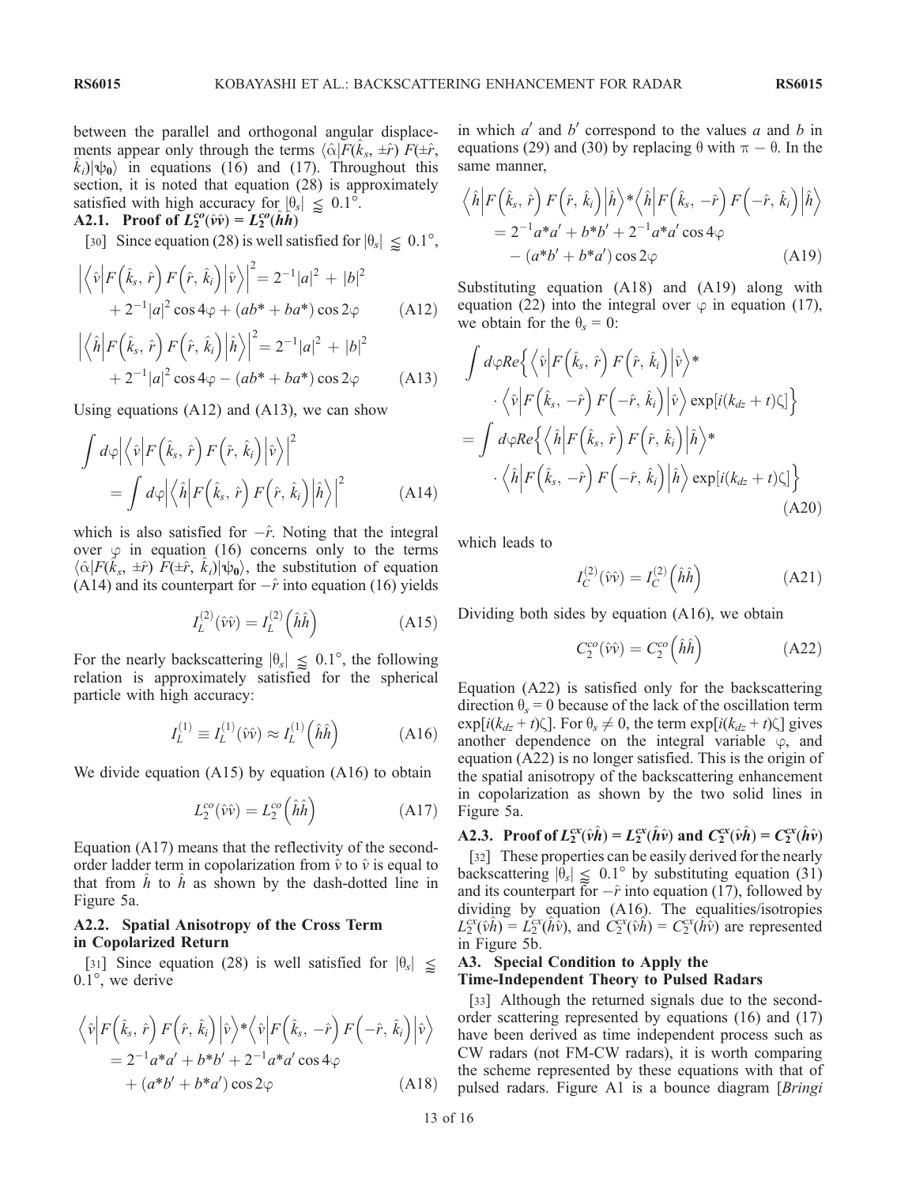between the parallel and orthogonal angular displacements appear only through the terms $\langle\hat{\alpha}|F(\hat{k}_s, \pm\hat{r})\, F(\pm\hat{r}, \hat{k}_i)|\psi_0\rangle$ in equations (16) and (17). Throughout this section, it is noted that equation (28) is approximately satisfied with high accuracy for $|\theta_s| \lessapprox 0.1°$.

### A2.1. Proof of $L_2^{co}(\hat{v}\hat{v}) = L_2^{co}(\hat{h}\hat{h})$

[30] Since equation (28) is well satisfied for $|\theta_s| \lessapprox 0.1°$,

$$\left|\left\langle \hat{v}\middle|F\left(\hat{k}_s, \hat{r}\right) F\left(\hat{r}, \hat{k}_i\right)\middle|\hat{v}\right\rangle\right|^2 = 2^{-1}|a|^2 + |b|^2 + 2^{-1}|a|^2\cos 4\varphi + (ab^* + ba^*)\cos 2\varphi \tag{A12}$$

$$\left|\left\langle \hat{h}\middle|F\left(\hat{k}_s, \hat{r}\right) F\left(\hat{r}, \hat{k}_i\right)\middle|\hat{h}\right\rangle\right|^2 = 2^{-1}|a|^2 + |b|^2 + 2^{-1}|a|^2\cos 4\varphi - (ab^* + ba^*)\cos 2\varphi \tag{A13}$$

Using equations (A12) and (A13), we can show

$$\int d\varphi\left|\left\langle \hat{v}\middle|F\left(\hat{k}_s, \hat{r}\right) F\left(\hat{r}, \hat{k}_i\right)\middle|\hat{v}\right\rangle\right|^2 = \int d\varphi\left|\left\langle \hat{h}\middle|F\left(\hat{k}_s, \hat{r}\right) F\left(\hat{r}, \hat{k}_i\right)\middle|\hat{h}\right\rangle\right|^2 \tag{A14}$$

which is also satisfied for $-\hat{r}$. Noting that the integral over $\varphi$ in equation (16) concerns only to the terms $\langle\hat{\alpha}|F(\hat{k}_s, \pm\hat{r})\, F(\pm\hat{r}, \hat{k}_i)|\psi_0\rangle$, the substitution of equation (A14) and its counterpart for $-\hat{r}$ into equation (16) yields

$$I_L^{(2)}(\hat{v}\hat{v}) = I_L^{(2)}\left(\hat{h}\hat{h}\right) \tag{A15}$$

For the nearly backscattering $|\theta_s| \lessapprox 0.1°$, the following relation is approximately satisfied for the spherical particle with high accuracy:

$$I_L^{(1)} \equiv I_L^{(1)}(\hat{v}\hat{v}) \approx I_L^{(1)}\left(\hat{h}\hat{h}\right) \tag{A16}$$

We divide equation (A15) by equation (A16) to obtain

$$L_2^{co}(\hat{v}\hat{v}) = L_2^{co}\left(\hat{h}\hat{h}\right) \tag{A17}$$

Equation (A17) means that the reflectivity of the second-order ladder term in copolarization from $\hat{v}$ to $\hat{v}$ is equal to that from $\hat{h}$ to $\hat{h}$ as shown by the dash-dotted line in Figure 5a.

### A2.2. Spatial Anisotropy of the Cross Term in Copolarized Return

[31] Since equation (28) is well satisfied for $|\theta_s| \lessapprox 0.1°$, we derive

$$\left\langle \hat{v}\middle|F\left(\hat{k}_s, \hat{r}\right) F\left(\hat{r}, \hat{k}_i\right)\middle|\hat{v}\right\rangle^* \left\langle \hat{v}\middle|F\left(\hat{k}_s, -\hat{r}\right) F\left(-\hat{r}, \hat{k}_i\right)\middle|\hat{v}\right\rangle = 2^{-1}a^*a' + b^*b' + 2^{-1}a^*a'\cos 4\varphi + (a^*b' + b^*a')\cos 2\varphi \tag{A18}$$

in which $a'$ and $b'$ correspond to the values $a$ and $b$ in equations (29) and (30) by replacing $\theta$ with $\pi - \theta$. In the same manner,

$$\left\langle \hat{h}\middle|F\left(\hat{k}_s, \hat{r}\right) F\left(\hat{r}, \hat{k}_i\right)\middle|\hat{h}\right\rangle^* \left\langle \hat{h}\middle|F\left(\hat{k}_s, -\hat{r}\right) F\left(-\hat{r}, \hat{k}_i\right)\middle|\hat{h}\right\rangle = 2^{-1}a^*a' + b^*b' + 2^{-1}a^*a'\cos 4\varphi - (a^*b' + b^*a')\cos 2\varphi \tag{A19}$$

Substituting equation (A18) and (A19) along with equation (22) into the integral over $\varphi$ in equation (17), we obtain for the $\theta_s = 0$:

$$\begin{aligned}
&\int d\varphi Re\left\{\left\langle \hat{v}\middle|F\left(\hat{k}_s, \hat{r}\right) F\left(\hat{r}, \hat{k}_i\right)\middle|\hat{v}\right\rangle^* \cdot \left\langle \hat{v}\middle|F\left(\hat{k}_s, -\hat{r}\right) F\left(-\hat{r}, \hat{k}_i\right)\middle|\hat{v}\right\rangle \exp[i(k_{dz}+t)\zeta]\right\} \\
&= \int d\varphi Re\left\{\left\langle \hat{h}\middle|F\left(\hat{k}_s, \hat{r}\right) F\left(\hat{r}, \hat{k}_i\right)\middle|\hat{h}\right\rangle^* \cdot \left\langle \hat{h}\middle|F\left(\hat{k}_s, -\hat{r}\right) F\left(-\hat{r}, \hat{k}_i\right)\middle|\hat{h}\right\rangle \exp[i(k_{dz}+t)\zeta]\right\}
\end{aligned} \tag{A20}$$

which leads to

$$I_C^{(2)}(\hat{v}\hat{v}) = I_C^{(2)}\left(\hat{h}\hat{h}\right) \tag{A21}$$

Dividing both sides by equation (A16), we obtain

$$C_2^{co}(\hat{v}\hat{v}) = C_2^{co}\left(\hat{h}\hat{h}\right) \tag{A22}$$

Equation (A22) is satisfied only for the backscattering direction $\theta_s = 0$ because of the lack of the oscillation term $\exp[i(k_{dz} + t)\zeta]$. For $\theta_s \neq 0$, the term $\exp[i(k_{dz} + t)\zeta]$ gives another dependence on the integral variable $\varphi$, and equation (A22) is no longer satisfied. This is the origin of the spatial anisotropy of the backscattering enhancement in copolarization as shown by the two solid lines in Figure 5a.

### A2.3. Proof of $L_2^{cx}(\hat{v}\hat{h}) = L_2^{cx}(\hat{h}\hat{v})$ and $C_2^{cx}(\hat{v}\hat{h}) = C_2^{cx}(\hat{h}\hat{v})$

[32] These properties can be easily derived for the nearly backscattering $|\theta_s| \lessapprox 0.1°$ by substituting equation (31) and its counterpart for $-\hat{r}$ into equation (17), followed by dividing by equation (A16). The equalities/isotropies $L_2^{cx}(\hat{v}\hat{h}) = L_2^{cx}(\hat{h}\hat{v})$, and $C_2^{cx}(\hat{v}\hat{h}) = C_2^{cx}(\hat{h}\hat{v})$ are represented in Figure 5b.

## A3. Special Condition to Apply the Time-Independent Theory to Pulsed Radars

[33] Although the returned signals due to the second-order scattering represented by equations (16) and (17) have been derived as time independent process such as CW radars (not FM-CW radars), it is worth comparing the scheme represented by these equations with that of pulsed radars. Figure A1 is a bounce diagram [*Bringi*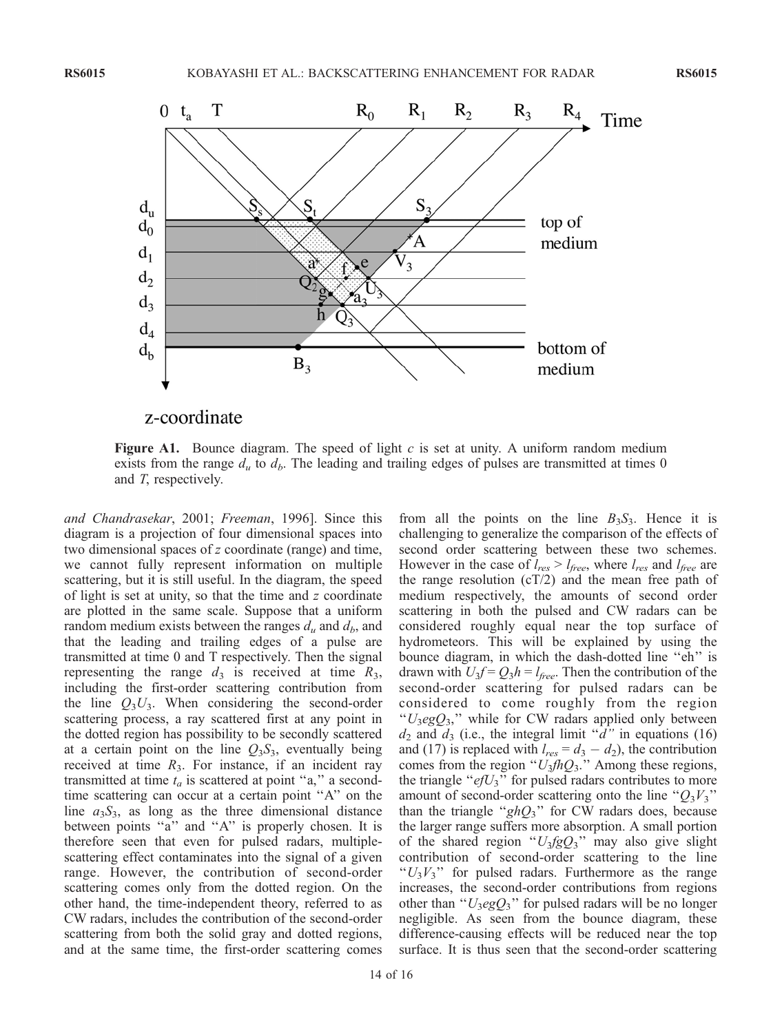**Figure A1.** Bounce diagram. The speed of light $c$ is set at unity. A uniform random medium exists from the range $d_u$ to $d_b$. The leading and trailing edges of pulses are transmitted at times 0 and $T$, respectively.

and Chandrasekar, 2001; Freeman, 1996]. Since this diagram is a projection of four dimensional spaces into two dimensional spaces of z coordinate (range) and time, we cannot fully represent information on multiple scattering, but it is still useful. In the diagram, the speed of light is set at unity, so that the time and z coordinate are plotted in the same scale. Suppose that a uniform random medium exists between the ranges $d_u$ and $d_b$, and that the leading and trailing edges of a pulse are transmitted at time 0 and T respectively. Then the signal representing the range $d_3$ is received at time $R_3$, including the first-order scattering contribution from the line $Q_3U_3$. When considering the second-order scattering process, a ray scattered first at any point in the dotted region has possibility to be secondly scattered at a certain point on the line $Q_3S_3$, eventually being received at time $R_3$. For instance, if an incident ray transmitted at time $t_a$ is scattered at point "a," a second-time scattering can occur at a certain point "A" on the line $a_3S_3$, as long as the three dimensional distance between points "a" and "A" is properly chosen. It is therefore seen that even for pulsed radars, multiple-scattering effect contaminates into the signal of a given range. However, the contribution of second-order scattering comes only from the dotted region. On the other hand, the time-independent theory, referred to as CW radars, includes the contribution of the second-order scattering from both the solid gray and dotted regions, and at the same time, the first-order scattering comes from all the points on the line $B_3S_3$. Hence it is challenging to generalize the comparison of the effects of second order scattering between these two schemes. However in the case of $l_{res} > l_{free}$, where $l_{res}$ and $l_{free}$ are the range resolution (cT/2) and the mean free path of medium respectively, the amounts of second order scattering in both the pulsed and CW radars can be considered roughly equal near the top surface of hydrometeors. This will be explained by using the bounce diagram, in which the dash-dotted line "eh" is drawn with $U_3f = Q_3h = l_{free}$. Then the contribution of the second-order scattering for pulsed radars can be considered to come roughly from the region "$U_3egQ_3$," while for CW radars applied only between $d_2$ and $d_3$ (i.e., the integral limit "$d$" in equations (16) and (17) is replaced with $l_{res} = d_3 - d_2$), the contribution comes from the region "$U_3fhQ_3$." Among these regions, the triangle "$efU_3$" for pulsed radars contributes to more amount of second-order scattering onto the line "$Q_3V_3$" than the triangle "$ghQ_3$" for CW radars does, because the larger range suffers more absorption. A small portion of the shared region "$U_3fgQ_3$" may also give slight contribution of second-order scattering to the line "$U_3V_3$" for pulsed radars. Furthermore as the range increases, the second-order contributions from regions other than "$U_3egQ_3$" for pulsed radars will be no longer negligible. As seen from the bounce diagram, these difference-causing effects will be reduced near the top surface. It is thus seen that the second-order scattering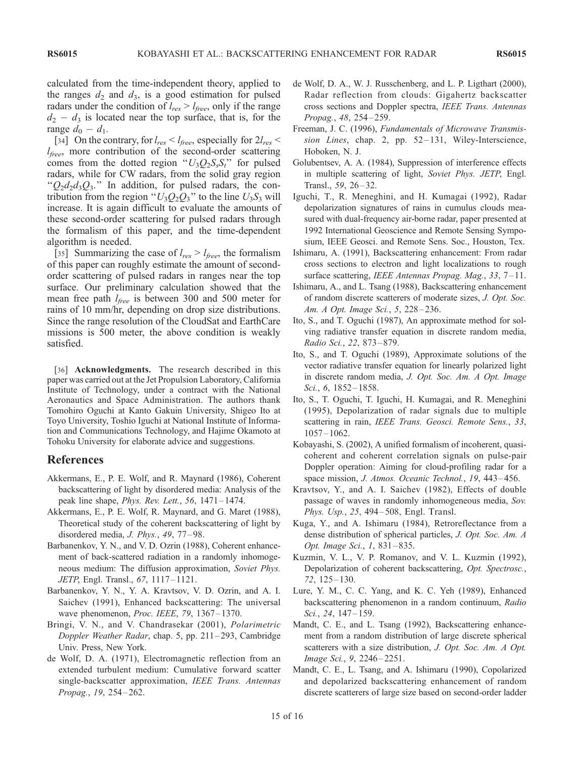calculated from the time-independent theory, applied to the ranges $d_2$ and $d_3$, is a good estimation for pulsed radars under the condition of $l_{res} > l_{free}$, only if the range $d_2 - d_3$ is located near the top surface, that is, for the range $d_0 - d_1$.

[34] On the contrary, for $l_{res} < l_{free}$, especially for $2l_{res} < l_{free}$, more contribution of the second-order scattering comes from the dotted region "$U_3Q_2S_sS_t$" for pulsed radars, while for CW radars, from the solid gray region "$Q_2d_2d_3Q_3$." In addition, for pulsed radars, the contribution from the region "$U_3Q_2Q_3$" to the line $U_3S_3$ will increase. It is again difficult to evaluate the amounts of these second-order scattering for pulsed radars through the formalism of this paper, and the time-dependent algorithm is needed.

[35] Summarizing the case of $l_{res} > l_{free}$, the formalism of this paper can roughly estimate the amount of second-order scattering of pulsed radars in ranges near the top surface. Our preliminary calculation showed that the mean free path $l_{free}$ is between 300 and 500 meter for rains of 10 mm/hr, depending on drop size distributions. Since the range resolution of the CloudSat and EarthCare missions is 500 meter, the above condition is weakly satisfied.

[36] **Acknowledgments.** The research described in this paper was carried out at the Jet Propulsion Laboratory, California Institute of Technology, under a contract with the National Aeronautics and Space Administration. The authors thank Tomohiro Oguchi at Kanto Gakuin University, Shigeo Ito at Toyo University, Toshio Iguchi at National Institute of Information and Communications Technology, and Hajime Okamoto at Tohoku University for elaborate advice and suggestions.

## References

Akkermans, E., P. E. Wolf, and R. Maynard (1986), Coherent backscattering of light by disordered media: Analysis of the peak line shape, *Phys. Rev. Lett.*, *56*, 1471–1474.

Akkermans, E., P. E. Wolf, R. Maynard, and G. Maret (1988), Theoretical study of the coherent backscattering of light by disordered media, *J. Phys.*, *49*, 77–98.

Barbanenkov, Y. N., and V. D. Ozrin (1988), Coherent enhancement of back-scattered radiation in a randomly inhomogeneous medium: The diffusion approximation, *Soviet Phys. JETP*, Engl. Transl., *67*, 1117–1121.

Barbanenkov, Y. N., Y. A. Kravtsov, V. D. Ozrin, and A. I. Saichev (1991), Enhanced backscattering: The universal wave phenomenon, *Proc. IEEE*, *79*, 1367–1370.

Bringi, V. N., and V. Chandrasekar (2001), *Polarimetric Doppler Weather Radar*, chap. 5, pp. 211–293, Cambridge Univ. Press, New York.

de Wolf, D. A. (1971), Electromagnetic reflection from an extended turbulent medium: Cumulative forward scatter single-backscatter approximation, *IEEE Trans. Antennas Propag.*, *19*, 254–262.

de Wolf, D. A., W. J. Russchenberg, and L. P. Ligthart (2000), Radar reflection from clouds: Gigahertz backscatter cross sections and Doppler spectra, *IEEE Trans. Antennas Propag.*, *48*, 254–259.

Freeman, J. C. (1996), *Fundamentals of Microwave Transmission Lines*, chap. 2, pp. 52–131, Wiley-Interscience, Hoboken, N. J.

Golubentsev, A. A. (1984), Suppression of interference effects in multiple scattering of light, *Soviet Phys. JETP*, Engl. Transl., *59*, 26–32.

Iguchi, T., R. Meneghini, and H. Kumagai (1992), Radar depolarization signatures of rains in cumulus clouds measured with dual-frequency air-borne radar, paper presented at 1992 International Geoscience and Remote Sensing Symposium, IEEE Geosci. and Remote Sens. Soc., Houston, Tex.

Ishimaru, A. (1991), Backscattering enhancement: From radar cross sections to electron and light localizations to rough surface scattering, *IEEE Antennas Propag. Mag.*, *33*, 7–11.

Ishimaru, A., and L. Tsang (1988), Backscattering enhancement of random discrete scatterers of moderate sizes, *J. Opt. Soc. Am. A Opt. Image Sci.*, *5*, 228–236.

Ito, S., and T. Oguchi (1987), An approximate method for solving radiative transfer equation in discrete random media, *Radio Sci.*, *22*, 873–879.

Ito, S., and T. Oguchi (1989), Approximate solutions of the vector radiative transfer equation for linearly polarized light in discrete random media, *J. Opt. Soc. Am. A Opt. Image Sci.*, *6*, 1852–1858.

Ito, S., T. Oguchi, T. Iguchi, H. Kumagai, and R. Meneghini (1995), Depolarization of radar signals due to multiple scattering in rain, *IEEE Trans. Geosci. Remote Sens.*, *33*, 1057–1062.

Kobayashi, S. (2002), A unified formalism of incoherent, quasi-coherent and coherent correlation signals on pulse-pair Doppler operation: Aiming for cloud-profiling radar for a space mission, *J. Atmos. Oceanic Technol.*, *19*, 443–456.

Kravtsov, Y., and A. I. Saichev (1982), Effects of double passage of waves in randomly inhomogeneous media, *Sov. Phys. Usp.*, *25*, 494–508, Engl. Transl.

Kuga, Y., and A. Ishimaru (1984), Retroreflectance from a dense distribution of spherical particles, *J. Opt. Soc. Am. A Opt. Image Sci.*, *1*, 831–835.

Kuzmin, V. L., V. P. Romanov, and V. L. Kuzmin (1992), Depolarization of coherent backscattering, *Opt. Spectrosc.*, *72*, 125–130.

Lure, Y. M., C. C. Yang, and K. C. Yeh (1989), Enhanced backscattering phenomenon in a random continuum, *Radio Sci.*, *24*, 147–159.

Mandt, C. E., and L. Tsang (1992), Backscattering enhancement from a random distribution of large discrete spherical scatterers with a size distribution, *J. Opt. Soc. Am. A Opt. Image Sci.*, *9*, 2246–2251.

Mandt, C. E., L. Tsang, and A. Ishimaru (1990), Copolarized and depolarized backscattering enhancement of random discrete scatterers of large size based on second-order ladder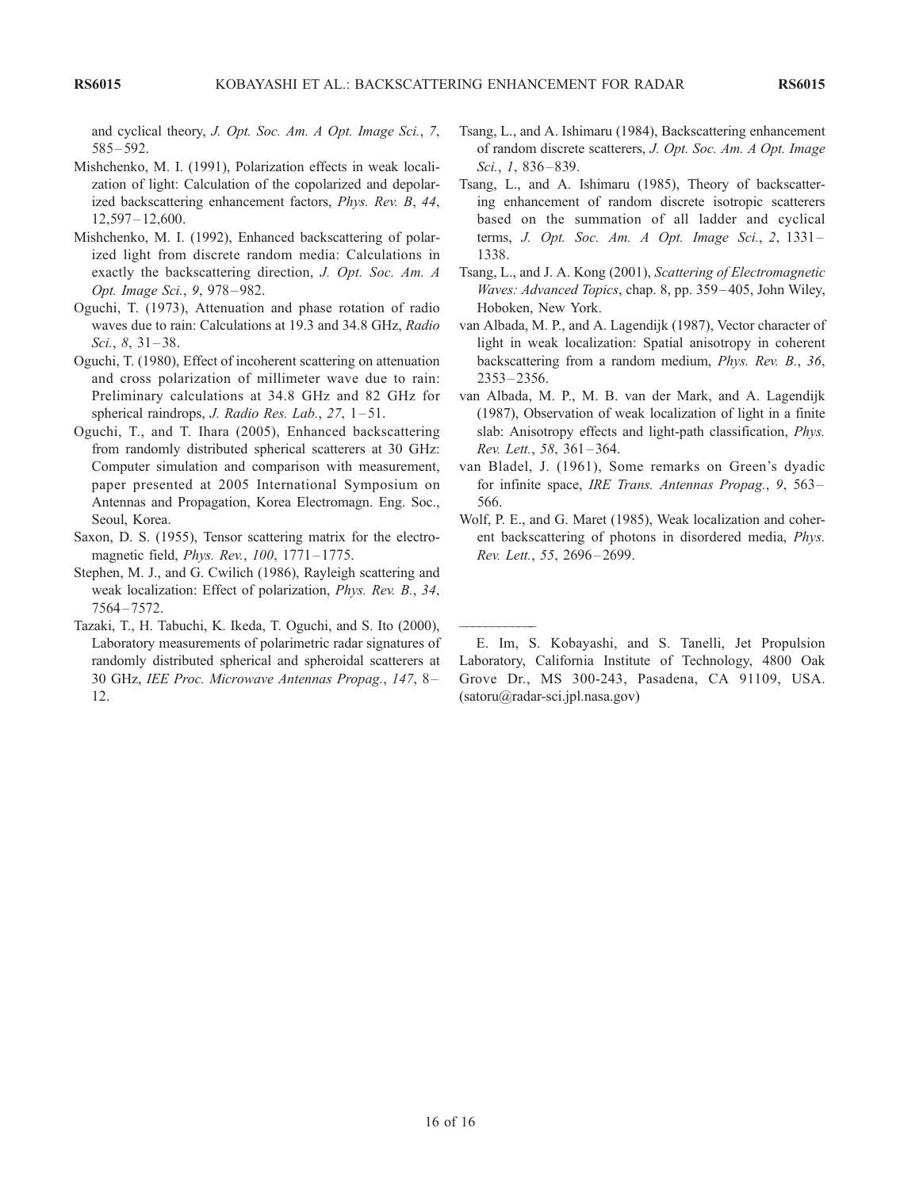and cyclical theory, *J. Opt. Soc. Am. A Opt. Image Sci.*, *7*, 585–592.

Mishchenko, M. I. (1991), Polarization effects in weak localization of light: Calculation of the copolarized and depolarized backscattering enhancement factors, *Phys. Rev. B*, *44*, 12,597–12,600.

Mishchenko, M. I. (1992), Enhanced backscattering of polarized light from discrete random media: Calculations in exactly the backscattering direction, *J. Opt. Soc. Am. A Opt. Image Sci.*, *9*, 978–982.

Oguchi, T. (1973), Attenuation and phase rotation of radio waves due to rain: Calculations at 19.3 and 34.8 GHz, *Radio Sci.*, *8*, 31–38.

Oguchi, T. (1980), Effect of incoherent scattering on attenuation and cross polarization of millimeter wave due to rain: Preliminary calculations at 34.8 GHz and 82 GHz for spherical raindrops, *J. Radio Res. Lab.*, *27*, 1–51.

Oguchi, T., and T. Ihara (2005), Enhanced backscattering from randomly distributed spherical scatterers at 30 GHz: Computer simulation and comparison with measurement, paper presented at 2005 International Symposium on Antennas and Propagation, Korea Electromagn. Eng. Soc., Seoul, Korea.

Saxon, D. S. (1955), Tensor scattering matrix for the electromagnetic field, *Phys. Rev.*, *100*, 1771–1775.

Stephen, M. J., and G. Cwilich (1986), Rayleigh scattering and weak localization: Effect of polarization, *Phys. Rev. B.*, *34*, 7564–7572.

Tazaki, T., H. Tabuchi, K. Ikeda, T. Oguchi, and S. Ito (2000), Laboratory measurements of polarimetric radar signatures of randomly distributed spherical and spheroidal scatterers at 30 GHz, *IEE Proc. Microwave Antennas Propag.*, *147*, 8–12.

Tsang, L., and A. Ishimaru (1984), Backscattering enhancement of random discrete scatterers, *J. Opt. Soc. Am. A Opt. Image Sci.*, *1*, 836–839.

Tsang, L., and A. Ishimaru (1985), Theory of backscattering enhancement of random discrete isotropic scatterers based on the summation of all ladder and cyclical terms, *J. Opt. Soc. Am. A Opt. Image Sci.*, *2*, 1331–1338.

Tsang, L., and J. A. Kong (2001), *Scattering of Electromagnetic Waves: Advanced Topics*, chap. 8, pp. 359–405, John Wiley, Hoboken, New York.

van Albada, M. P., and A. Lagendijk (1987), Vector character of light in weak localization: Spatial anisotropy in coherent backscattering from a random medium, *Phys. Rev. B.*, *36*, 2353–2356.

van Albada, M. P., M. B. van der Mark, and A. Lagendijk (1987), Observation of weak localization of light in a finite slab: Anisotropy effects and light-path classification, *Phys. Rev. Lett.*, *58*, 361–364.

van Bladel, J. (1961), Some remarks on Green's dyadic for infinite space, *IRE Trans. Antennas Propag.*, *9*, 563–566.

Wolf, P. E., and G. Maret (1985), Weak localization and coherent backscattering of photons in disordered media, *Phys. Rev. Lett.*, *55*, 2696–2699.

---

E. Im, S. Kobayashi, and S. Tanelli, Jet Propulsion Laboratory, California Institute of Technology, 4800 Oak Grove Dr., MS 300-243, Pasadena, CA 91109, USA. (satoru@radar-sci.jpl.nasa.gov)